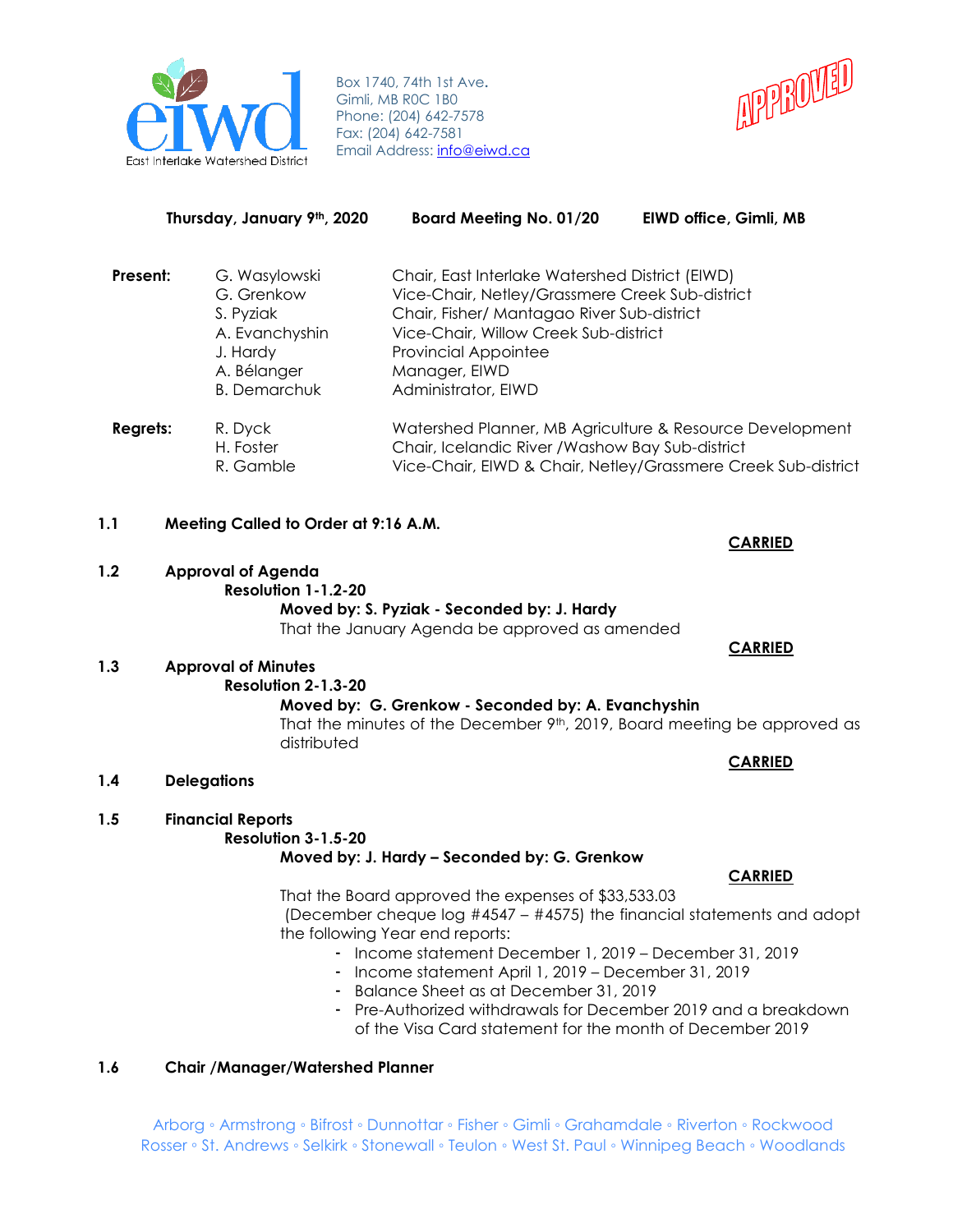East Interlake Watershed District

Box 1740, 74th 1st Ave.
Gimli, MB R0C 1B0
Phone: (204) 642-7578
Fax: (204) 642-7581
Email Address: info@eiwd.ca

APPROVED

**Thursday, January 9th, 2020 Board Meeting No. 01/20 EIWD office, Gimli, MB**

| | | |
|---|---|---|
| **Present:** | G. Wasylowski | Chair, East Interlake Watershed District (EIWD) |
| | G. Grenkow | Vice-Chair, Netley/Grassmere Creek Sub-district |
| | S. Pyziak | Chair, Fisher/ Mantagao River Sub-district |
| | A. Evanchyshin | Vice-Chair, Willow Creek Sub-district |
| | J. Hardy | Provincial Appointee |
| | A. Bélanger | Manager, EIWD |
| | B. Demarchuk | Administrator, EIWD |
| **Regrets:** | R. Dyck | Watershed Planner, MB Agriculture & Resource Development |
| | H. Foster | Chair, Icelandic River /Washow Bay Sub-district |
| | R. Gamble | Vice-Chair, EIWD & Chair, Netley/Grassmere Creek Sub-district |

**1.1 Meeting Called to Order at 9:16 A.M.**

**CARRIED**

**1.2 Approval of Agenda**

**Resolution 1-1.2-20**

**Moved by: S. Pyziak - Seconded by: J. Hardy**

That the January Agenda be approved as amended

**CARRIED**

**1.3 Approval of Minutes**

**Resolution 2-1.3-20**

**Moved by: G. Grenkow - Seconded by: A. Evanchyshin**

That the minutes of the December 9th, 2019, Board meeting be approved as distributed

**CARRIED**

**1.4 Delegations**

**1.5 Financial Reports**

**Resolution 3-1.5-20**

**Moved by: J. Hardy – Seconded by: G. Grenkow**

**CARRIED**

That the Board approved the expenses of $33,533.03 (December cheque log #4547 – #4575) the financial statements and adopt the following Year end reports:

- Income statement December 1, 2019 – December 31, 2019
- Income statement April 1, 2019 – December 31, 2019
- Balance Sheet as at December 31, 2019
- Pre-Authorized withdrawals for December 2019 and a breakdown of the Visa Card statement for the month of December 2019

**1.6 Chair /Manager/Watershed Planner**

Arborg ◦ Armstrong ◦ Bifrost ◦ Dunnottar ◦ Fisher ◦ Gimli ◦ Grahamdale ◦ Riverton ◦ Rockwood
Rosser ◦ St. Andrews ◦ Selkirk ◦ Stonewall ◦ Teulon ◦ West St. Paul ◦ Winnipeg Beach ◦ Woodlands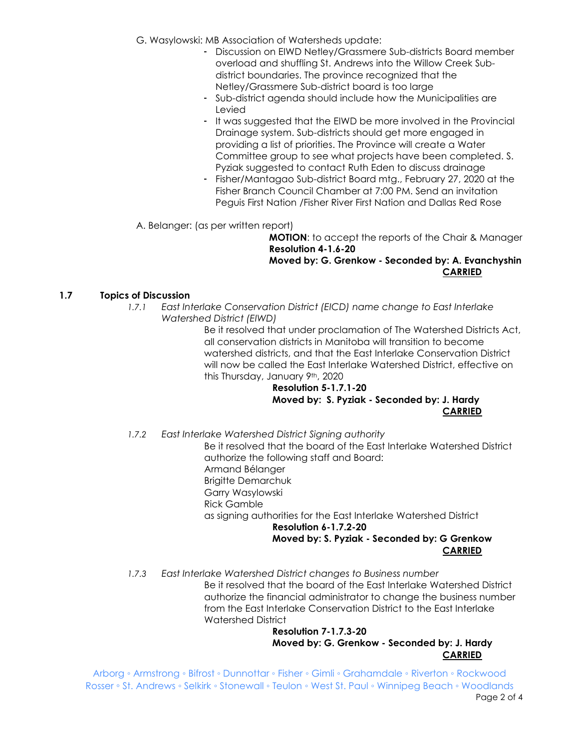G. Wasylowski: MB Association of Watersheds update:

- Discussion on EIWD Netley/Grassmere Sub-districts Board member overload and shuffling St. Andrews into the Willow Creek Sub-district boundaries. The province recognized that the Netley/Grassmere Sub-district board is too large
- Sub-district agenda should include how the Municipalities are Levied
- It was suggested that the EIWD be more involved in the Provincial Drainage system. Sub-districts should get more engaged in providing a list of priorities. The Province will create a Water Committee group to see what projects have been completed. S. Pyziak suggested to contact Ruth Eden to discuss drainage
- Fisher/Mantagao Sub-district Board mtg., February 27, 2020 at the Fisher Branch Council Chamber at 7:00 PM. Send an invitation Peguis First Nation /Fisher River First Nation and Dallas Red Rose

A. Belanger: (as per written report)

**MOTION**: to accept the reports of the Chair & Manager
**Resolution 4-1.6-20**
**Moved by: G. Grenkow - Seconded by: A. Evanchyshin**
**CARRIED**

## 1.7 Topics of Discussion

*1.7.1 East Interlake Conservation District (EICD) name change to East Interlake Watershed District (EIWD)*

Be it resolved that under proclamation of The Watershed Districts Act, all conservation districts in Manitoba will transition to become watershed districts, and that the East Interlake Conservation District will now be called the East Interlake Watershed District, effective on this Thursday, January 9th, 2020

**Resolution 5-1.7.1-20**
**Moved by: S. Pyziak - Seconded by: J. Hardy**
**CARRIED**

*1.7.2 East Interlake Watershed District Signing authority*

Be it resolved that the board of the East Interlake Watershed District authorize the following staff and Board:
Armand Bélanger
Brigitte Demarchuk
Garry Wasylowski
Rick Gamble
as signing authorities for the East Interlake Watershed District

**Resolution 6-1.7.2-20**
**Moved by: S. Pyziak - Seconded by: G Grenkow**
**CARRIED**

*1.7.3 East Interlake Watershed District changes to Business number*

Be it resolved that the board of the East Interlake Watershed District authorize the financial administrator to change the business number from the East Interlake Conservation District to the East Interlake Watershed District

**Resolution 7-1.7.3-20**
**Moved by: G. Grenkow - Seconded by: J. Hardy**
**CARRIED**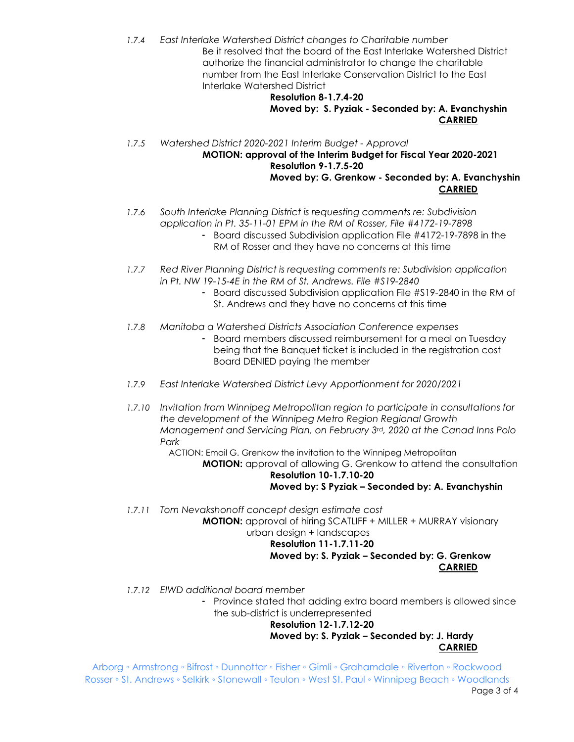*1.7.4 East Interlake Watershed District changes to Charitable number*

Be it resolved that the board of the East Interlake Watershed District authorize the financial administrator to change the charitable number from the East Interlake Conservation District to the East Interlake Watershed District

**Resolution 8-1.7.4-20**
**Moved by: S. Pyziak - Seconded by: A. Evanchyshin**
**CARRIED**

*1.7.5 Watershed District 2020-2021 Interim Budget - Approval*

**MOTION: approval of the Interim Budget for Fiscal Year 2020-2021**
**Resolution 9-1.7.5-20**
**Moved by: G. Grenkow - Seconded by: A. Evanchyshin**
**CARRIED**

*1.7.6 South Interlake Planning District is requesting comments re: Subdivision application in Pt. 35-11-01 EPM in the RM of Rosser, File #4172-19-7898*

- Board discussed Subdivision application File #4172-19-7898 in the RM of Rosser and they have no concerns at this time

*1.7.7 Red River Planning District is requesting comments re: Subdivision application in Pt. NW 19-15-4E in the RM of St. Andrews. File #S19-2840*

- Board discussed Subdivision application File #S19-2840 in the RM of St. Andrews and they have no concerns at this time

*1.7.8 Manitoba a Watershed Districts Association Conference expenses*

- Board members discussed reimbursement for a meal on Tuesday being that the Banquet ticket is included in the registration cost Board DENIED paying the member

*1.7.9 East Interlake Watershed District Levy Apportionment for 2020/2021*

*1.7.10 Invitation from Winnipeg Metropolitan region to participate in consultations for the development of the Winnipeg Metro Region Regional Growth Management and Servicing Plan, on February 3rd, 2020 at the Canad Inns Polo Park*

ACTION: Email G. Grenkow the invitation to the Winnipeg Metropolitan

**MOTION:** approval of allowing G. Grenkow to attend the consultation
**Resolution 10-1.7.10-20**
**Moved by: S Pyziak – Seconded by: A. Evanchyshin**

*1.7.11 Tom Nevakshonoff concept design estimate cost*

**MOTION:** approval of hiring SCATLIFF + MILLER + MURRAY visionary urban design + landscapes
**Resolution 11-1.7.11-20**
**Moved by: S. Pyziak – Seconded by: G. Grenkow**
**CARRIED**

*1.7.12 EIWD additional board member*

- Province stated that adding extra board members is allowed since the sub-district is underrepresented

**Resolution 12-1.7.12-20**
**Moved by: S. Pyziak – Seconded by: J. Hardy**
**CARRIED**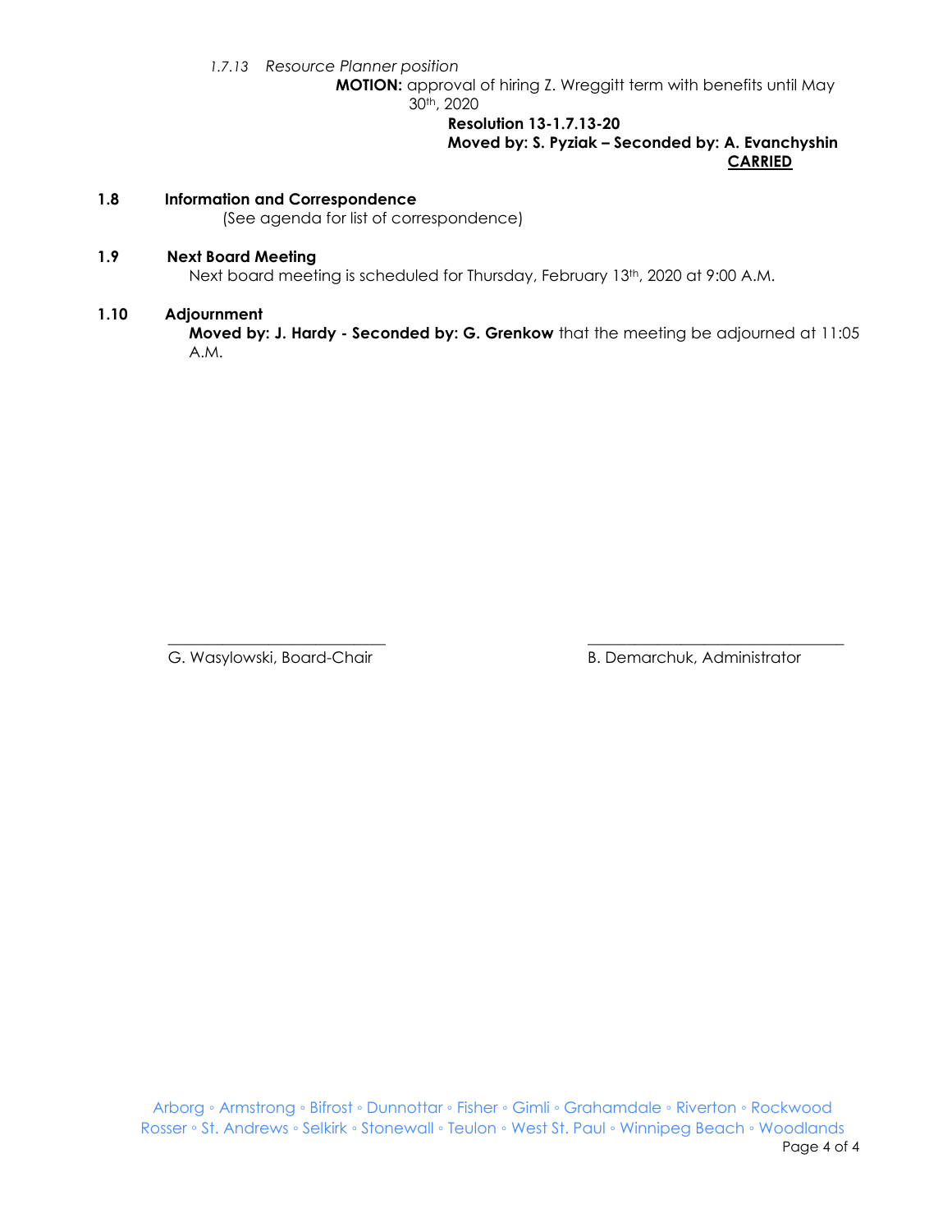*1.7.13 Resource Planner position*

**MOTION:** approval of hiring Z. Wreggitt term with benefits until May 30th, 2020

**Resolution 13-1.7.13-20**
**Moved by: S. Pyziak – Seconded by: A. Evanchyshin**
**CARRIED**

## 1.8 Information and Correspondence

(See agenda for list of correspondence)

## 1.9 Next Board Meeting

Next board meeting is scheduled for Thursday, February 13th, 2020 at 9:00 A.M.

## 1.10 Adjournment

**Moved by: J. Hardy - Seconded by: G. Grenkow** that the meeting be adjourned at 11:05 A.M.

G. Wasylowski, Board-Chair

B. Demarchuk, Administrator

Arborg ◦ Armstrong ◦ Bifrost ◦ Dunnottar ◦ Fisher ◦ Gimli ◦ Grahamdale ◦ Riverton ◦ Rockwood
Rosser ◦ St. Andrews ◦ Selkirk ◦ Stonewall ◦ Teulon ◦ West St. Paul ◦ Winnipeg Beach ◦ Woodlands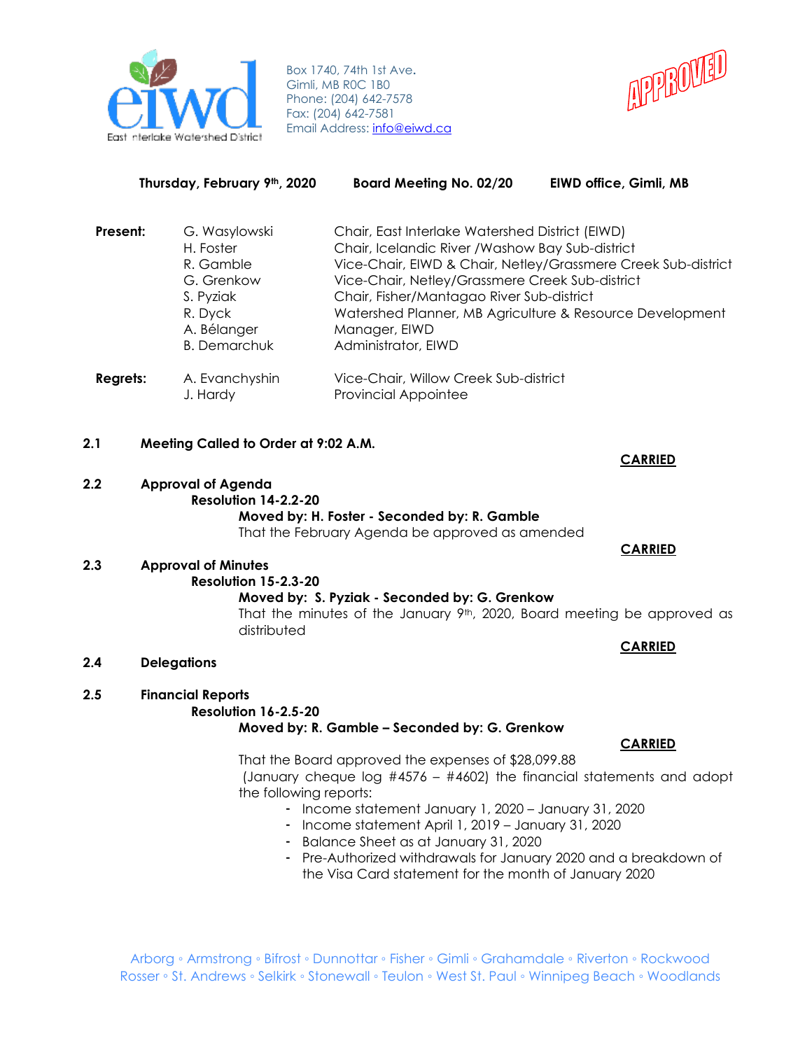Box 1740, 74th 1st Ave.
Gimli, MB R0C 1B0
Phone: (204) 642-7578
Fax: (204) 642-7581
Email Address: info@eiwd.ca

APPROVED

**Thursday, February 9th, 2020 Board Meeting No. 02/20 EIWD office, Gimli, MB**

| **Present:** | G. Wasylowski | Chair, East Interlake Watershed District (EIWD) |
|---|---|---|
| | H. Foster | Chair, Icelandic River /Washow Bay Sub-district |
| | R. Gamble | Vice-Chair, EIWD & Chair, Netley/Grassmere Creek Sub-district |
| | G. Grenkow | Vice-Chair, Netley/Grassmere Creek Sub-district |
| | S. Pyziak | Chair, Fisher/Mantagao River Sub-district |
| | R. Dyck | Watershed Planner, MB Agriculture & Resource Development |
| | A. Bélanger | Manager, EIWD |
| | B. Demarchuk | Administrator, EIWD |
| **Regrets:** | A. Evanchyshin | Vice-Chair, Willow Creek Sub-district |
| | J. Hardy | Provincial Appointee |

**2.1 Meeting Called to Order at 9:02 A.M.**

**CARRIED**

**2.2 Approval of Agenda**

**Resolution 14-2.2-20**

**Moved by: H. Foster - Seconded by: R. Gamble**

That the February Agenda be approved as amended

**CARRIED**

**2.3 Approval of Minutes**

**Resolution 15-2.3-20**

**Moved by: S. Pyziak - Seconded by: G. Grenkow**

That the minutes of the January 9th, 2020, Board meeting be approved as distributed

**CARRIED**

**2.4 Delegations**

**2.5 Financial Reports**

**Resolution 16-2.5-20**

**Moved by: R. Gamble – Seconded by: G. Grenkow**

**CARRIED**

That the Board approved the expenses of $28,099.88 (January cheque log #4576 – #4602) the financial statements and adopt the following reports:

- Income statement January 1, 2020 – January 31, 2020
- Income statement April 1, 2019 – January 31, 2020
- Balance Sheet as at January 31, 2020
- Pre-Authorized withdrawals for January 2020 and a breakdown of the Visa Card statement for the month of January 2020

Arborg ◦ Armstrong ◦ Bifrost ◦ Dunnottar ◦ Fisher ◦ Gimli ◦ Grahamdale ◦ Riverton ◦ Rockwood
Rosser ◦ St. Andrews ◦ Selkirk ◦ Stonewall ◦ Teulon ◦ West St. Paul ◦ Winnipeg Beach ◦ Woodlands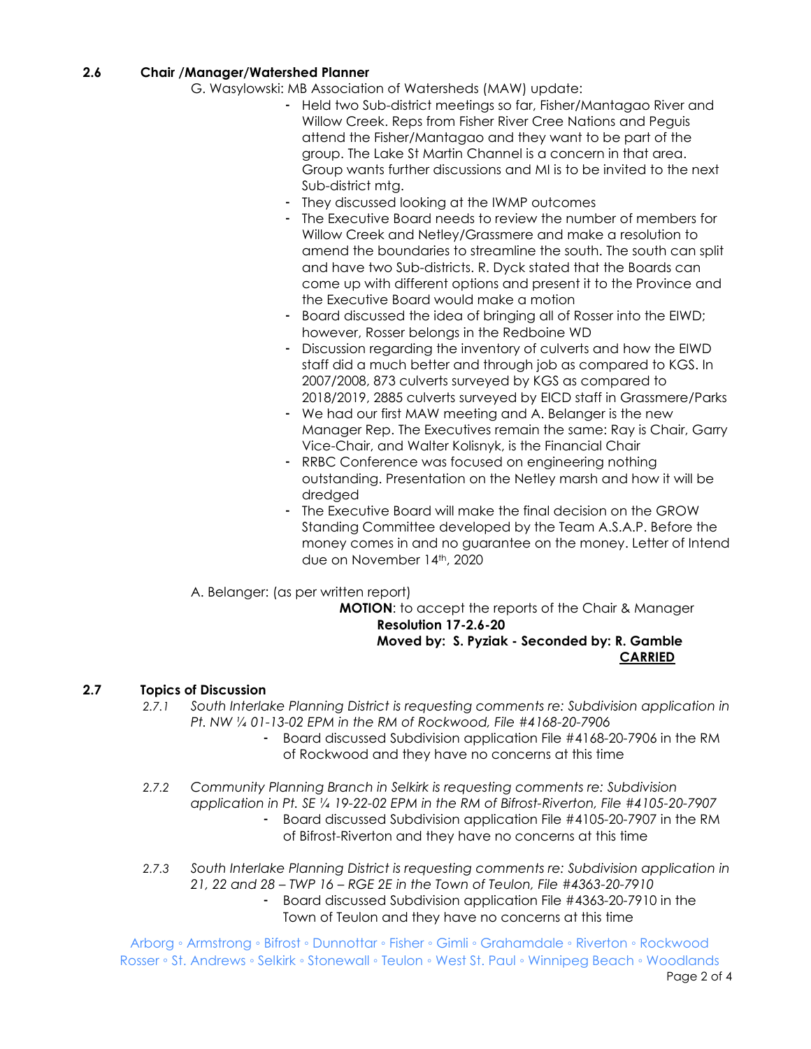## 2.6 Chair /Manager/Watershed Planner

G. Wasylowski: MB Association of Watersheds (MAW) update:

- Held two Sub-district meetings so far, Fisher/Mantagao River and Willow Creek. Reps from Fisher River Cree Nations and Peguis attend the Fisher/Mantagao and they want to be part of the group. The Lake St Martin Channel is a concern in that area. Group wants further discussions and MI is to be invited to the next Sub-district mtg.
- They discussed looking at the IWMP outcomes
- The Executive Board needs to review the number of members for Willow Creek and Netley/Grassmere and make a resolution to amend the boundaries to streamline the south. The south can split and have two Sub-districts. R. Dyck stated that the Boards can come up with different options and present it to the Province and the Executive Board would make a motion
- Board discussed the idea of bringing all of Rosser into the EIWD; however, Rosser belongs in the Redboine WD
- Discussion regarding the inventory of culverts and how the EIWD staff did a much better and through job as compared to KGS. In 2007/2008, 873 culverts surveyed by KGS as compared to 2018/2019, 2885 culverts surveyed by EICD staff in Grassmere/Parks
- We had our first MAW meeting and A. Belanger is the new Manager Rep. The Executives remain the same: Ray is Chair, Garry Vice-Chair, and Walter Kolisnyk, is the Financial Chair
- RRBC Conference was focused on engineering nothing outstanding. Presentation on the Netley marsh and how it will be dredged
- The Executive Board will make the final decision on the GROW Standing Committee developed by the Team A.S.A.P. Before the money comes in and no guarantee on the money. Letter of Intend due on November 14th, 2020

A. Belanger: (as per written report)

**MOTION**: to accept the reports of the Chair & Manager
**Resolution 17-2.6-20**
**Moved by: S. Pyziak - Seconded by: R. Gamble**
**CARRIED**

## 2.7 Topics of Discussion

*2.7.1 South Interlake Planning District is requesting comments re: Subdivision application in Pt. NW ¼ 01-13-02 EPM in the RM of Rockwood, File #4168-20-7906*

- Board discussed Subdivision application File #4168-20-7906 in the RM of Rockwood and they have no concerns at this time

*2.7.2 Community Planning Branch in Selkirk is requesting comments re: Subdivision application in Pt. SE ¼ 19-22-02 EPM in the RM of Bifrost-Riverton, File #4105-20-7907*

- Board discussed Subdivision application File #4105-20-7907 in the RM of Bifrost-Riverton and they have no concerns at this time

*2.7.3 South Interlake Planning District is requesting comments re: Subdivision application in 21, 22 and 28 – TWP 16 – RGE 2E in the Town of Teulon, File #4363-20-7910*

- Board discussed Subdivision application File #4363-20-7910 in the Town of Teulon and they have no concerns at this time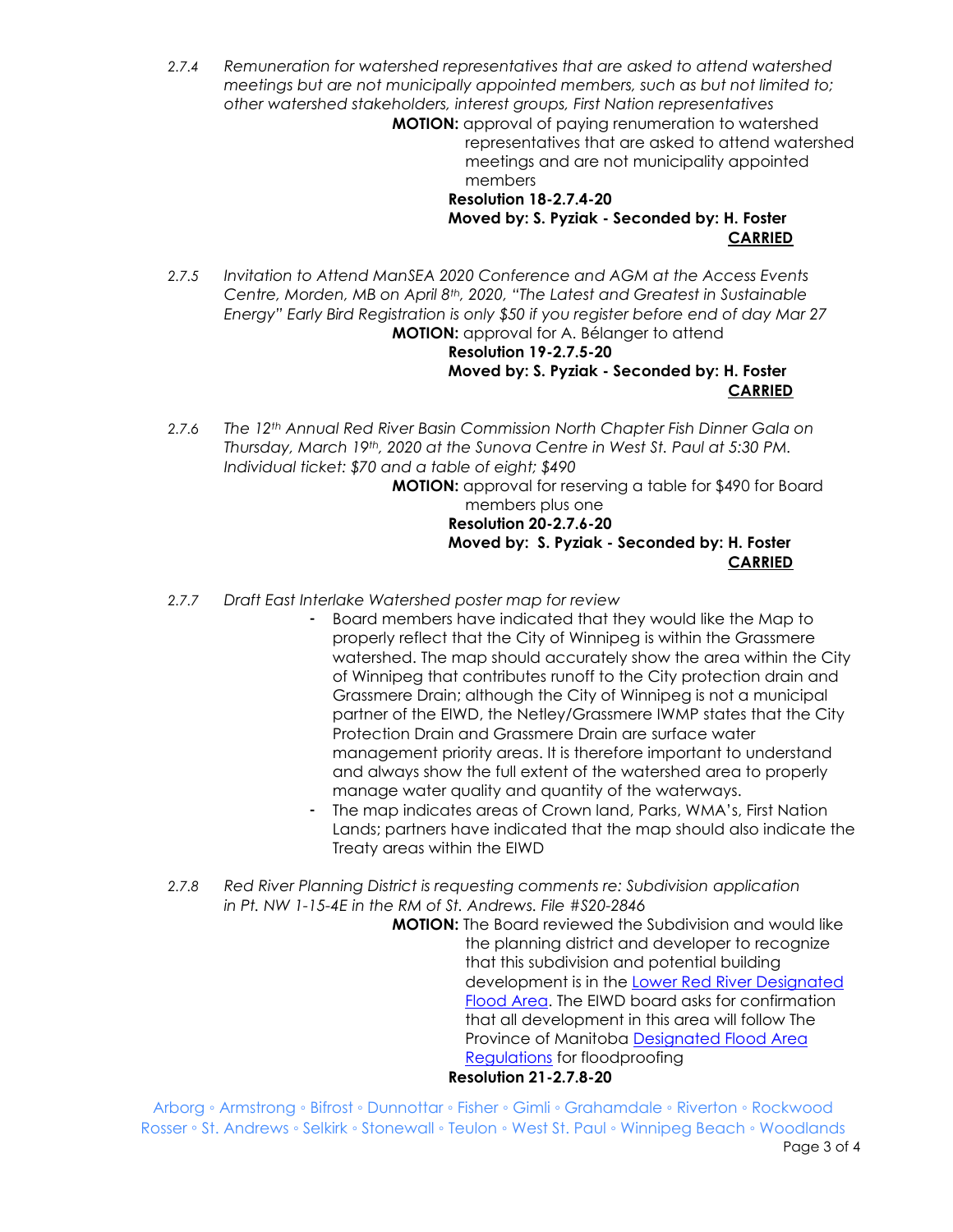*2.7.4 Remuneration for watershed representatives that are asked to attend watershed meetings but are not municipally appointed members, such as but not limited to; other watershed stakeholders, interest groups, First Nation representatives*

**MOTION:** approval of paying renumeration to watershed representatives that are asked to attend watershed meetings and are not municipality appointed members

**Resolution 18-2.7.4-20**
**Moved by: S. Pyziak - Seconded by: H. Foster**
**CARRIED**

*2.7.5 Invitation to Attend ManSEA 2020 Conference and AGM at the Access Events Centre, Morden, MB on April 8th, 2020, "The Latest and Greatest in Sustainable Energy" Early Bird Registration is only $50 if you register before end of day Mar 27*

**MOTION:** approval for A. Bélanger to attend

**Resolution 19-2.7.5-20**
**Moved by: S. Pyziak - Seconded by: H. Foster**
**CARRIED**

*2.7.6 The 12th Annual Red River Basin Commission North Chapter Fish Dinner Gala on Thursday, March 19th, 2020 at the Sunova Centre in West St. Paul at 5:30 PM. Individual ticket: $70 and a table of eight; $490*

**MOTION:** approval for reserving a table for $490 for Board members plus one

**Resolution 20-2.7.6-20**
**Moved by: S. Pyziak - Seconded by: H. Foster**
**CARRIED**

*2.7.7 Draft East Interlake Watershed poster map for review*

- Board members have indicated that they would like the Map to properly reflect that the City of Winnipeg is within the Grassmere watershed. The map should accurately show the area within the City of Winnipeg that contributes runoff to the City protection drain and Grassmere Drain; although the City of Winnipeg is not a municipal partner of the EIWD, the Netley/Grassmere IWMP states that the City Protection Drain and Grassmere Drain are surface water management priority areas. It is therefore important to understand and always show the full extent of the watershed area to properly manage water quality and quantity of the waterways.
- The map indicates areas of Crown land, Parks, WMA's, First Nation Lands; partners have indicated that the map should also indicate the Treaty areas within the EIWD

*2.7.8 Red River Planning District is requesting comments re: Subdivision application in Pt. NW 1-15-4E in the RM of St. Andrews. File #S20-2846*

**MOTION:** The Board reviewed the Subdivision and would like the planning district and developer to recognize that this subdivision and potential building development is in the Lower Red River Designated Flood Area. The EIWD board asks for confirmation that all development in this area will follow The Province of Manitoba Designated Flood Area Regulations for floodproofing

**Resolution 21-2.7.8-20**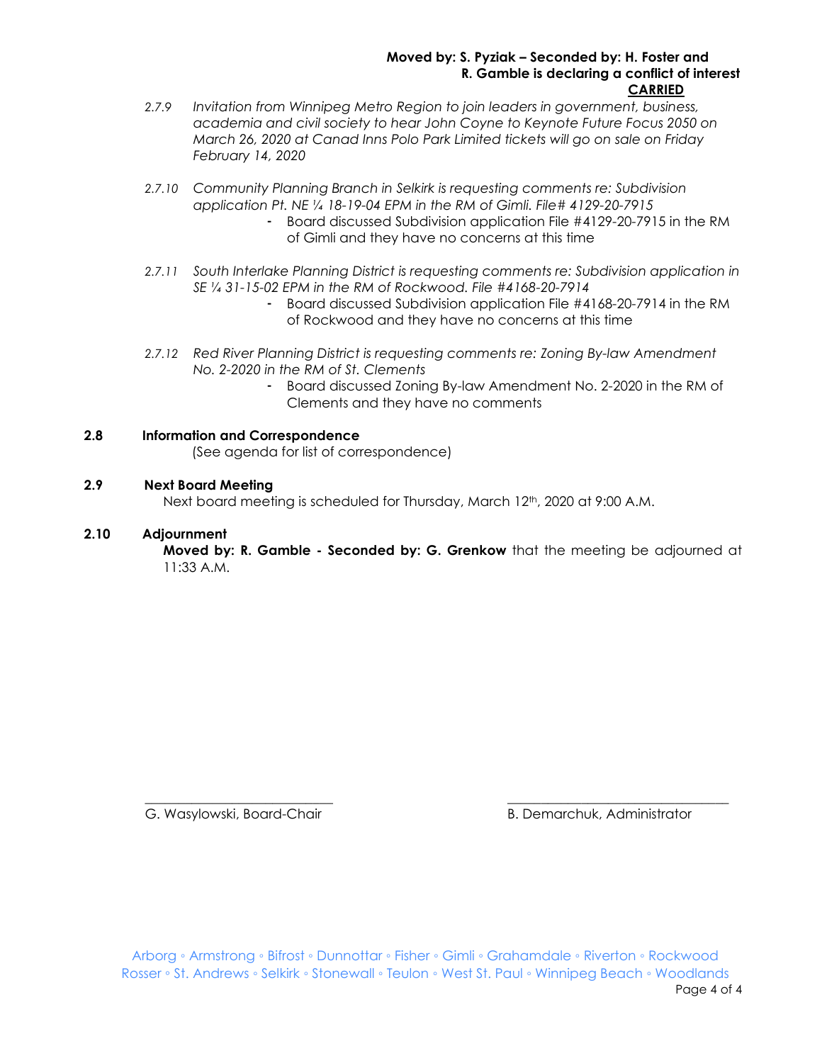**Moved by: S. Pyziak – Seconded by: H. Foster and**
**R. Gamble is declaring a conflict of interest**
**CARRIED**

*2.7.9 Invitation from Winnipeg Metro Region to join leaders in government, business, academia and civil society to hear John Coyne to Keynote Future Focus 2050 on March 26, 2020 at Canad Inns Polo Park Limited tickets will go on sale on Friday February 14, 2020*

*2.7.10 Community Planning Branch in Selkirk is requesting comments re: Subdivision application Pt. NE ¼ 18-19-04 EPM in the RM of Gimli. File# 4129-20-7915*

- Board discussed Subdivision application File #4129-20-7915 in the RM of Gimli and they have no concerns at this time

*2.7.11 South Interlake Planning District is requesting comments re: Subdivision application in SE ¼ 31-15-02 EPM in the RM of Rockwood. File #4168-20-7914*

- Board discussed Subdivision application File #4168-20-7914 in the RM of Rockwood and they have no concerns at this time

*2.7.12 Red River Planning District is requesting comments re: Zoning By-law Amendment No. 2-2020 in the RM of St. Clements*

- Board discussed Zoning By-law Amendment No. 2-2020 in the RM of Clements and they have no comments

## 2.8 Information and Correspondence

(See agenda for list of correspondence)

## 2.9 Next Board Meeting

Next board meeting is scheduled for Thursday, March 12th, 2020 at 9:00 A.M.

## 2.10 Adjournment

**Moved by: R. Gamble - Seconded by: G. Grenkow** that the meeting be adjourned at 11:33 A.M.

\_\_\_\_\_\_\_\_\_\_\_\_\_\_\_\_\_\_\_\_\_\_\_\_\_\_\_\_
G. Wasylowski, Board-Chair

\_\_\_\_\_\_\_\_\_\_\_\_\_\_\_\_\_\_\_\_\_\_\_\_\_\_\_\_
B. Demarchuk, Administrator

Arborg ◦ Armstrong ◦ Bifrost ◦ Dunnottar ◦ Fisher ◦ Gimli ◦ Grahamdale ◦ Riverton ◦ Rockwood
Rosser ◦ St. Andrews ◦ Selkirk ◦ Stonewall ◦ Teulon ◦ West St. Paul ◦ Winnipeg Beach ◦ Woodlands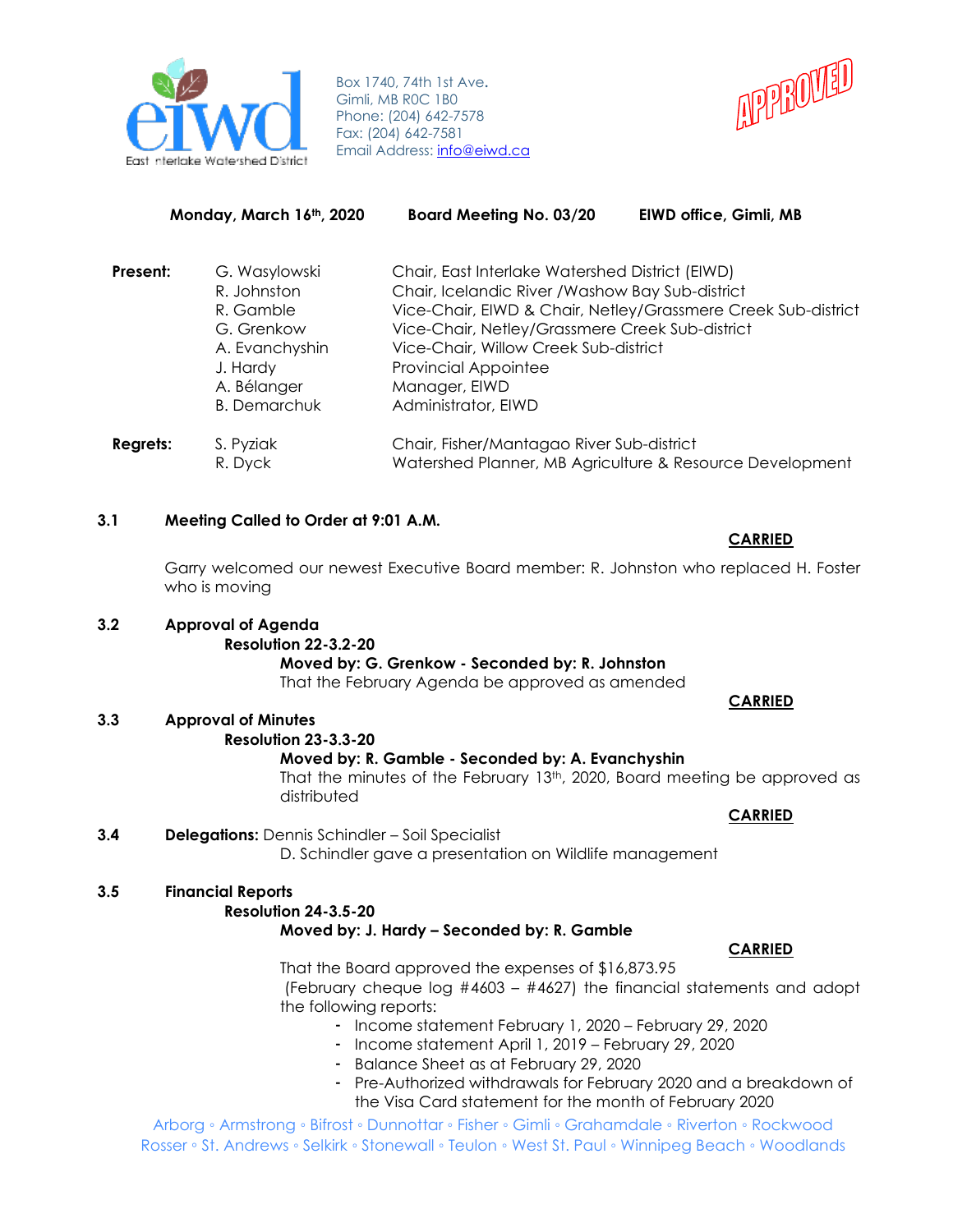Box 1740, 74th 1st Ave.
Gimli, MB R0C 1B0
Phone: (204) 642-7578
Fax: (204) 642-7581
Email Address: info@eiwd.ca

APPROVED

**Monday, March 16th, 2020** **Board Meeting No. 03/20** **EIWD office, Gimli, MB**

| | | |
|---|---|---|
| **Present:** | G. Wasylowski | Chair, East Interlake Watershed District (EIWD) |
| | R. Johnston | Chair, Icelandic River /Washow Bay Sub-district |
| | R. Gamble | Vice-Chair, EIWD & Chair, Netley/Grassmere Creek Sub-district |
| | G. Grenkow | Vice-Chair, Netley/Grassmere Creek Sub-district |
| | A. Evanchyshin | Vice-Chair, Willow Creek Sub-district |
| | J. Hardy | Provincial Appointee |
| | A. Bélanger | Manager, EIWD |
| | B. Demarchuk | Administrator, EIWD |
| **Regrets:** | S. Pyziak | Chair, Fisher/Mantagao River Sub-district |
| | R. Dyck | Watershed Planner, MB Agriculture & Resource Development |

**3.1 Meeting Called to Order at 9:01 A.M.**

**CARRIED**

Garry welcomed our newest Executive Board member: R. Johnston who replaced H. Foster who is moving

**3.2 Approval of Agenda**

**Resolution 22-3.2-20**

**Moved by: G. Grenkow - Seconded by: R. Johnston**

That the February Agenda be approved as amended

**CARRIED**

**3.3 Approval of Minutes**

**Resolution 23-3.3-20**

**Moved by: R. Gamble - Seconded by: A. Evanchyshin**

That the minutes of the February 13th, 2020, Board meeting be approved as distributed

**CARRIED**

**3.4 Delegations:** Dennis Schindler – Soil Specialist

D. Schindler gave a presentation on Wildlife management

**3.5 Financial Reports**

**Resolution 24-3.5-20**

**Moved by: J. Hardy – Seconded by: R. Gamble**

**CARRIED**

That the Board approved the expenses of $16,873.95 (February cheque log #4603 – #4627) the financial statements and adopt the following reports:

- Income statement February 1, 2020 – February 29, 2020
- Income statement April 1, 2019 – February 29, 2020
- Balance Sheet as at February 29, 2020
- Pre-Authorized withdrawals for February 2020 and a breakdown of the Visa Card statement for the month of February 2020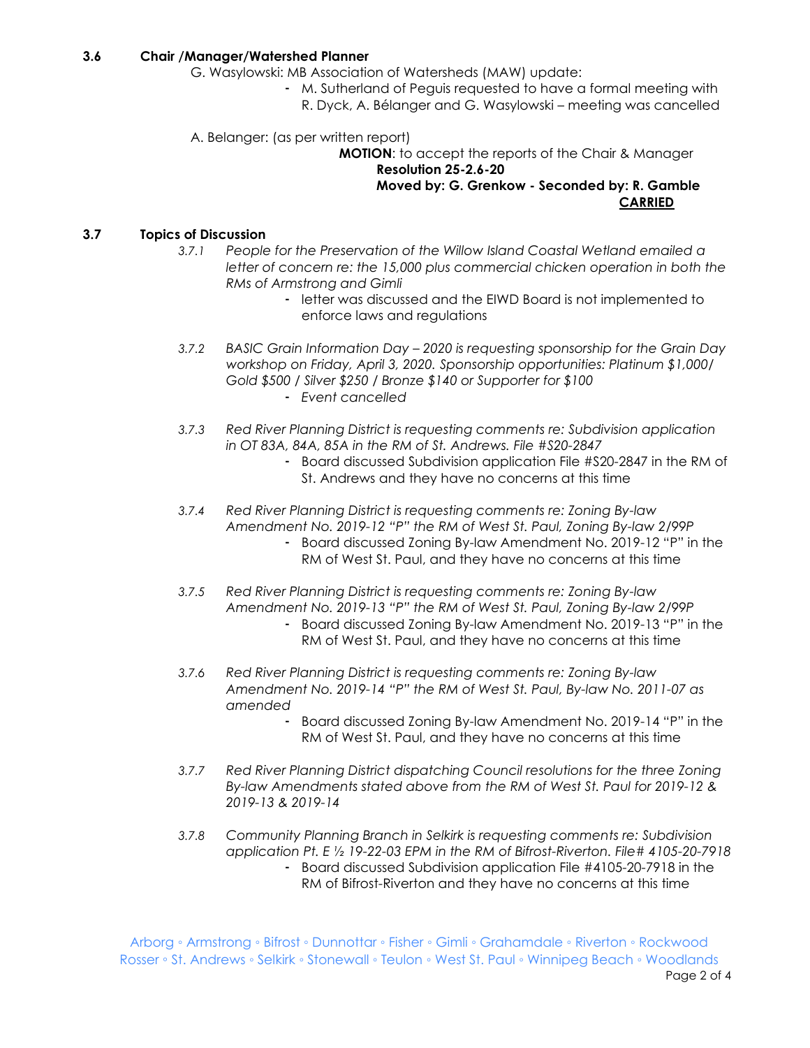### 3.6 Chair /Manager/Watershed Planner

G. Wasylowski: MB Association of Watersheds (MAW) update:

- M. Sutherland of Peguis requested to have a formal meeting with R. Dyck, A. Bélanger and G. Wasylowski – meeting was cancelled

A. Belanger: (as per written report)

**MOTION**: to accept the reports of the Chair & Manager

**Resolution 25-2.6-20**

**Moved by: G. Grenkow - Seconded by: R. Gamble**

**<u>CARRIED</u>**

### 3.7 Topics of Discussion

*3.7.1* *People for the Preservation of the Willow Island Coastal Wetland emailed a letter of concern re: the 15,000 plus commercial chicken operation in both the RMs of Armstrong and Gimli*

- letter was discussed and the EIWD Board is not implemented to enforce laws and regulations

*3.7.2* *BASIC Grain Information Day – 2020 is requesting sponsorship for the Grain Day workshop on Friday, April 3, 2020. Sponsorship opportunities: Platinum $1,000/ Gold $500 / Silver $250 / Bronze $140 or Supporter for $100*

- *Event cancelled*

*3.7.3* *Red River Planning District is requesting comments re: Subdivision application in OT 83A, 84A, 85A in the RM of St. Andrews. File #S20-2847*

- Board discussed Subdivision application File #S20-2847 in the RM of St. Andrews and they have no concerns at this time

*3.7.4* *Red River Planning District is requesting comments re: Zoning By-law Amendment No. 2019-12 "P" the RM of West St. Paul, Zoning By-law 2/99P*

- Board discussed Zoning By-law Amendment No. 2019-12 "P" in the RM of West St. Paul, and they have no concerns at this time

*3.7.5* *Red River Planning District is requesting comments re: Zoning By-law Amendment No. 2019-13 "P" the RM of West St. Paul, Zoning By-law 2/99P*

- Board discussed Zoning By-law Amendment No. 2019-13 "P" in the RM of West St. Paul, and they have no concerns at this time

*3.7.6* *Red River Planning District is requesting comments re: Zoning By-law Amendment No. 2019-14 "P" the RM of West St. Paul, By-law No. 2011-07 as amended*

- Board discussed Zoning By-law Amendment No. 2019-14 "P" in the RM of West St. Paul, and they have no concerns at this time

*3.7.7* *Red River Planning District dispatching Council resolutions for the three Zoning By-law Amendments stated above from the RM of West St. Paul for 2019-12 & 2019-13 & 2019-14*

*3.7.8* *Community Planning Branch in Selkirk is requesting comments re: Subdivision application Pt. E ½ 19-22-03 EPM in the RM of Bifrost-Riverton. File# 4105-20-7918*

- Board discussed Subdivision application File #4105-20-7918 in the RM of Bifrost-Riverton and they have no concerns at this time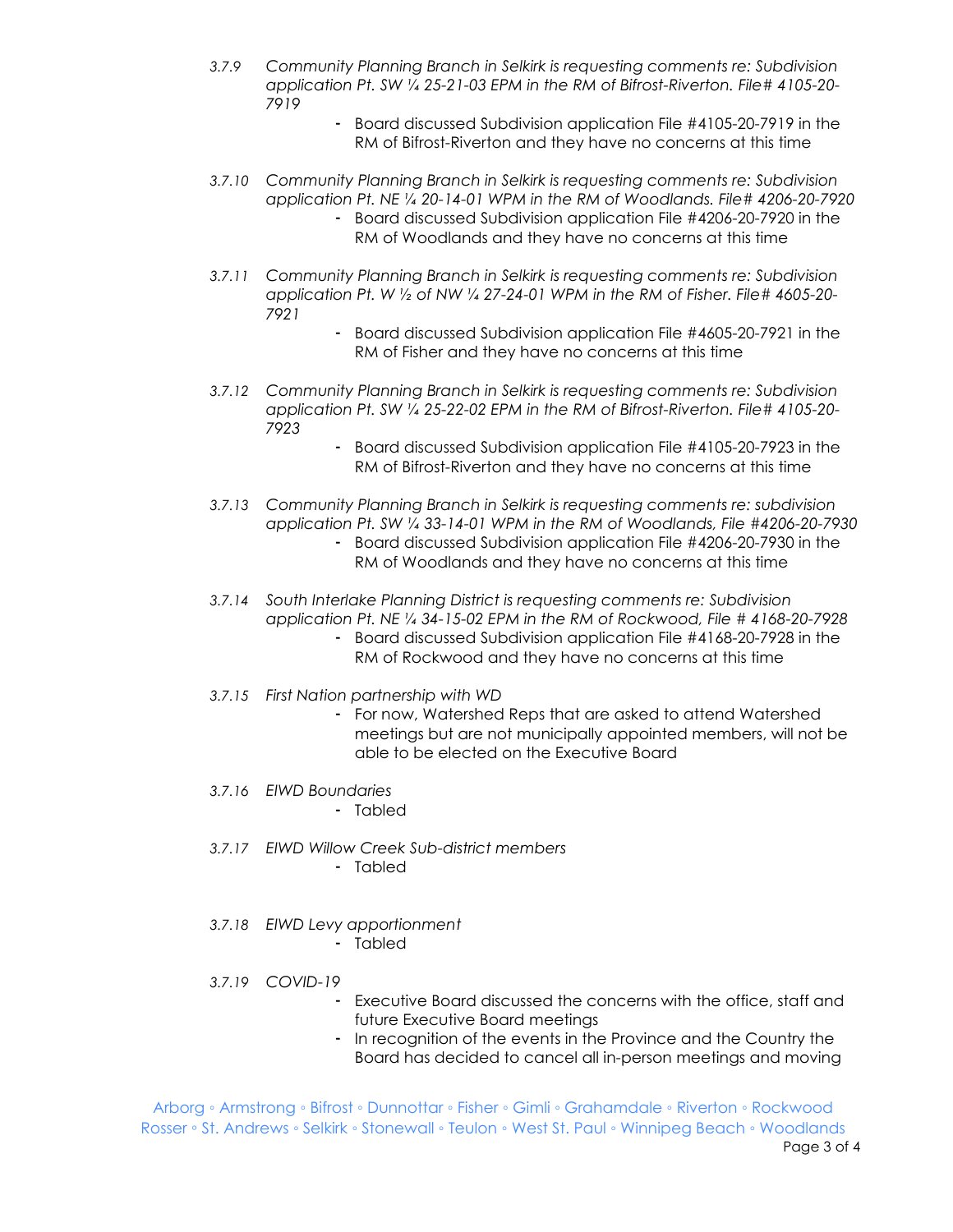3.7.9 *Community Planning Branch in Selkirk is requesting comments re: Subdivision application Pt. SW ¼ 25-21-03 EPM in the RM of Bifrost-Riverton. File# 4105-20-7919*

- Board discussed Subdivision application File #4105-20-7919 in the RM of Bifrost-Riverton and they have no concerns at this time

3.7.10 *Community Planning Branch in Selkirk is requesting comments re: Subdivision application Pt. NE ¼ 20-14-01 WPM in the RM of Woodlands. File# 4206-20-7920*

- Board discussed Subdivision application File #4206-20-7920 in the RM of Woodlands and they have no concerns at this time

3.7.11 *Community Planning Branch in Selkirk is requesting comments re: Subdivision application Pt. W ½ of NW ¼ 27-24-01 WPM in the RM of Fisher. File# 4605-20-7921*

- Board discussed Subdivision application File #4605-20-7921 in the RM of Fisher and they have no concerns at this time

3.7.12 *Community Planning Branch in Selkirk is requesting comments re: Subdivision application Pt. SW ¼ 25-22-02 EPM in the RM of Bifrost-Riverton. File# 4105-20-7923*

- Board discussed Subdivision application File #4105-20-7923 in the RM of Bifrost-Riverton and they have no concerns at this time

3.7.13 *Community Planning Branch in Selkirk is requesting comments re: subdivision application Pt. SW ¼ 33-14-01 WPM in the RM of Woodlands, File #4206-20-7930*

- Board discussed Subdivision application File #4206-20-7930 in the RM of Woodlands and they have no concerns at this time

3.7.14 *South Interlake Planning District is requesting comments re: Subdivision application Pt. NE ¼ 34-15-02 EPM in the RM of Rockwood, File # 4168-20-7928*

- Board discussed Subdivision application File #4168-20-7928 in the RM of Rockwood and they have no concerns at this time

3.7.15 *First Nation partnership with WD*

- For now, Watershed Reps that are asked to attend Watershed meetings but are not municipally appointed members, will not be able to be elected on the Executive Board

3.7.16 *EIWD Boundaries*

- Tabled

3.7.17 *EIWD Willow Creek Sub-district members*

- Tabled

3.7.18 *EIWD Levy apportionment*

- Tabled

3.7.19 *COVID-19*

- Executive Board discussed the concerns with the office, staff and future Executive Board meetings
- In recognition of the events in the Province and the Country the Board has decided to cancel all in-person meetings and moving

Arborg ◦ Armstrong ◦ Bifrost ◦ Dunnottar ◦ Fisher ◦ Gimli ◦ Grahamdale ◦ Riverton ◦ Rockwood
Rosser ◦ St. Andrews ◦ Selkirk ◦ Stonewall ◦ Teulon ◦ West St. Paul ◦ Winnipeg Beach ◦ Woodlands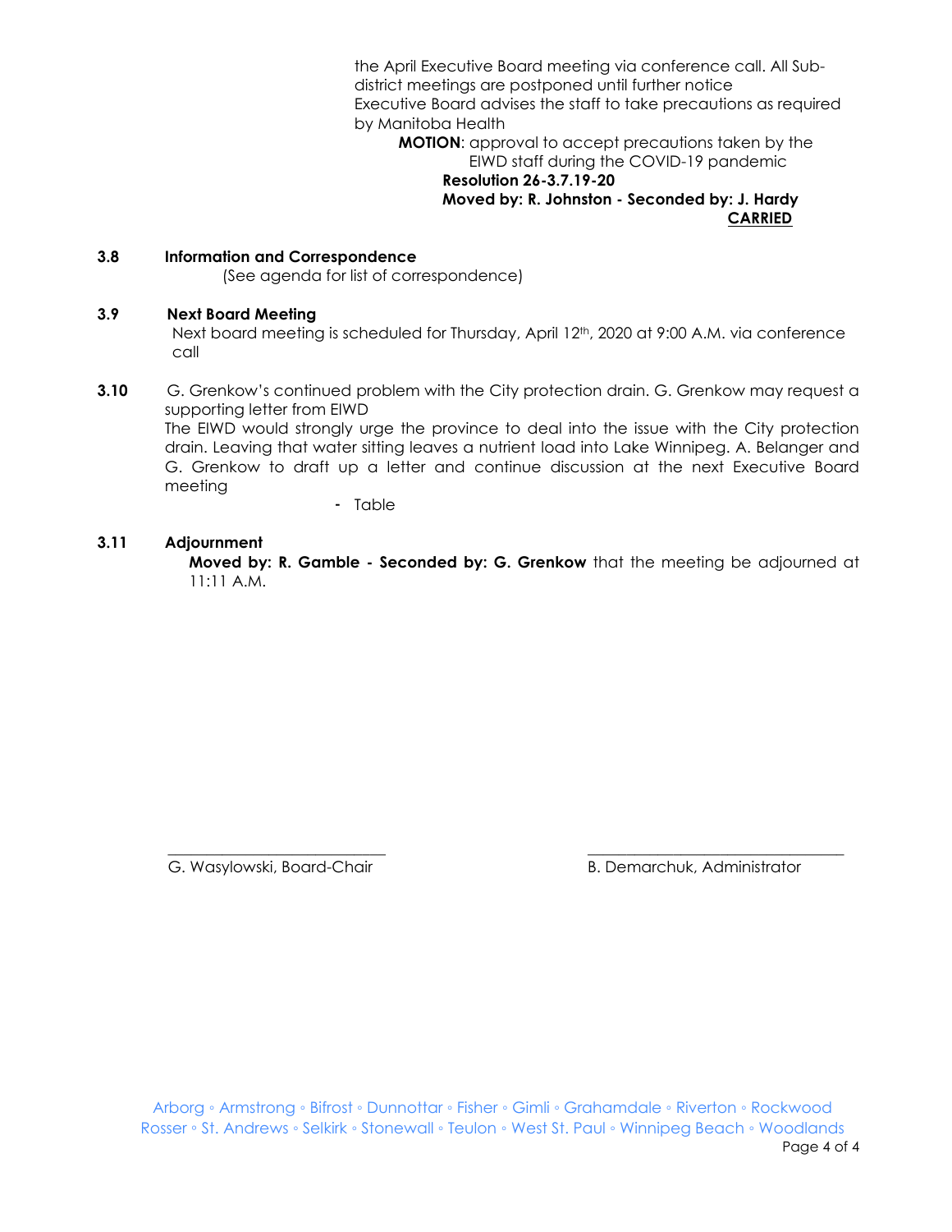the April Executive Board meeting via conference call. All Sub-district meetings are postponed until further notice
Executive Board advises the staff to take precautions as required by Manitoba Health

**MOTION**: approval to accept precautions taken by the EIWD staff during the COVID-19 pandemic
**Resolution 26-3.7.19-20**
**Moved by: R. Johnston - Seconded by: J. Hardy**
**CARRIED**

**3.8 Information and Correspondence**
(See agenda for list of correspondence)

**3.9 Next Board Meeting**
Next board meeting is scheduled for Thursday, April 12th, 2020 at 9:00 A.M. via conference call

**3.10** G. Grenkow's continued problem with the City protection drain. G. Grenkow may request a supporting letter from EIWD
The EIWD would strongly urge the province to deal into the issue with the City protection drain. Leaving that water sitting leaves a nutrient load into Lake Winnipeg. A. Belanger and G. Grenkow to draft up a letter and continue discussion at the next Executive Board meeting

- Table

**3.11 Adjournment**
**Moved by: R. Gamble - Seconded by: G. Grenkow** that the meeting be adjourned at 11:11 A.M.

\_\_\_\_\_\_\_\_\_\_\_\_\_\_\_\_\_\_\_\_\_\_\_\_\_\_\_ \_\_\_\_\_\_\_\_\_\_\_\_\_\_\_\_\_\_\_\_\_\_\_\_\_\_\_\_\_\_\_\_
G. Wasylowski, Board-Chair B. Demarchuk, Administrator

Arborg ◦ Armstrong ◦ Bifrost ◦ Dunnottar ◦ Fisher ◦ Gimli ◦ Grahamdale ◦ Riverton ◦ Rockwood
Rosser ◦ St. Andrews ◦ Selkirk ◦ Stonewall ◦ Teulon ◦ West St. Paul ◦ Winnipeg Beach ◦ Woodlands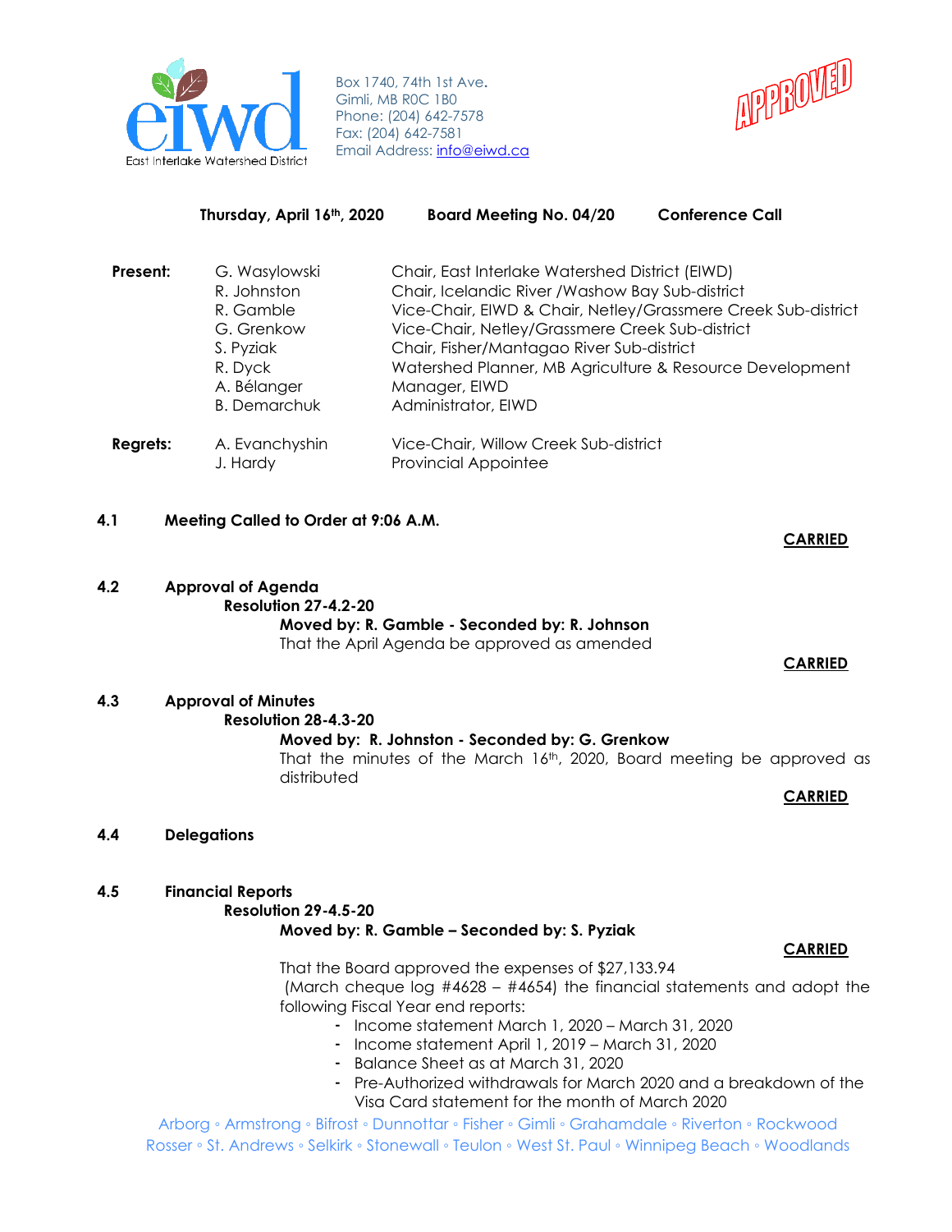Box 1740, 74th 1st Ave.
Gimli, MB R0C 1B0
Phone: (204) 642-7578
Fax: (204) 642-7581
Email Address: info@eiwd.ca

APPROVED

**Thursday, April 16th, 2020 Board Meeting No. 04/20 Conference Call**

| | | |
|---|---|---|
| **Present:** | G. Wasylowski | Chair, East Interlake Watershed District (EIWD) |
| | R. Johnston | Chair, Icelandic River /Washow Bay Sub-district |
| | R. Gamble | Vice-Chair, EIWD & Chair, Netley/Grassmere Creek Sub-district |
| | G. Grenkow | Vice-Chair, Netley/Grassmere Creek Sub-district |
| | S. Pyziak | Chair, Fisher/Mantagao River Sub-district |
| | R. Dyck | Watershed Planner, MB Agriculture & Resource Development |
| | A. Bélanger | Manager, EIWD |
| | B. Demarchuk | Administrator, EIWD |
| **Regrets:** | A. Evanchyshin | Vice-Chair, Willow Creek Sub-district |
| | J. Hardy | Provincial Appointee |

**4.1 Meeting Called to Order at 9:06 A.M.**

**CARRIED**

**4.2 Approval of Agenda**

**Resolution 27-4.2-20**

**Moved by: R. Gamble - Seconded by: R. Johnson**

That the April Agenda be approved as amended

**CARRIED**

**4.3 Approval of Minutes**

**Resolution 28-4.3-20**

**Moved by: R. Johnston - Seconded by: G. Grenkow**

That the minutes of the March 16th, 2020, Board meeting be approved as distributed

**CARRIED**

**4.4 Delegations**

**4.5 Financial Reports**

**Resolution 29-4.5-20**

**Moved by: R. Gamble – Seconded by: S. Pyziak**

**CARRIED**

That the Board approved the expenses of $27,133.94 (March cheque log #4628 – #4654) the financial statements and adopt the following Fiscal Year end reports:

- Income statement March 1, 2020 – March 31, 2020
- Income statement April 1, 2019 – March 31, 2020
- Balance Sheet as at March 31, 2020
- Pre-Authorized withdrawals for March 2020 and a breakdown of the Visa Card statement for the month of March 2020

Arborg ◦ Armstrong ◦ Bifrost ◦ Dunnottar ◦ Fisher ◦ Gimli ◦ Grahamdale ◦ Riverton ◦ Rockwood
Rosser ◦ St. Andrews ◦ Selkirk ◦ Stonewall ◦ Teulon ◦ West St. Paul ◦ Winnipeg Beach ◦ Woodlands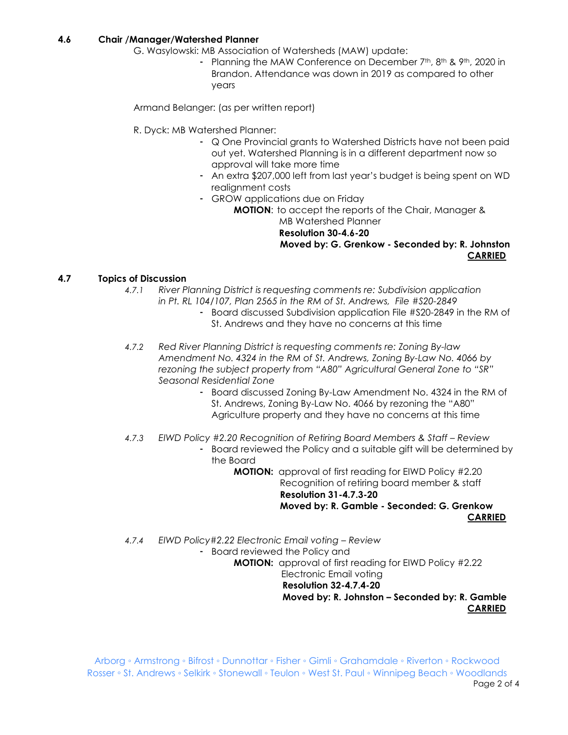**4.6 Chair /Manager/Watershed Planner**

G. Wasylowski: MB Association of Watersheds (MAW) update:

- Planning the MAW Conference on December 7th, 8th & 9th, 2020 in Brandon. Attendance was down in 2019 as compared to other years

Armand Belanger: (as per written report)

R. Dyck: MB Watershed Planner:

- Q One Provincial grants to Watershed Districts have not been paid out yet. Watershed Planning is in a different department now so approval will take more time
- An extra $207,000 left from last year's budget is being spent on WD realignment costs
- GROW applications due on Friday

**MOTION**: to accept the reports of the Chair, Manager & MB Watershed Planner
**Resolution 30-4.6-20**
**Moved by: G. Grenkow - Seconded by: R. Johnston**
**CARRIED**

**4.7 Topics of Discussion**

*4.7.1 River Planning District is requesting comments re: Subdivision application in Pt. RL 104/107, Plan 2565 in the RM of St. Andrews, File #S20-2849*

- Board discussed Subdivision application File #S20-2849 in the RM of St. Andrews and they have no concerns at this time

*4.7.2 Red River Planning District is requesting comments re: Zoning By-law Amendment No. 4324 in the RM of St. Andrews, Zoning By-Law No. 4066 by rezoning the subject property from "A80" Agricultural General Zone to "SR" Seasonal Residential Zone*

- Board discussed Zoning By-Law Amendment No. 4324 in the RM of St. Andrews, Zoning By-Law No. 4066 by rezoning the "A80" Agriculture property and they have no concerns at this time

*4.7.3 EIWD Policy #2.20 Recognition of Retiring Board Members & Staff – Review*

- Board reviewed the Policy and a suitable gift will be determined by the Board

**MOTION:** approval of first reading for EIWD Policy #2.20 Recognition of retiring board member & staff
**Resolution 31-4.7.3-20**
**Moved by: R. Gamble - Seconded: G. Grenkow**
**CARRIED**

*4.7.4 EIWD Policy#2.22 Electronic Email voting – Review*

- Board reviewed the Policy and

**MOTION:** approval of first reading for EIWD Policy #2.22 Electronic Email voting
**Resolution 32-4.7.4-20**
**Moved by: R. Johnston – Seconded by: R. Gamble**
**CARRIED**

Arborg ◦ Armstrong ◦ Bifrost ◦ Dunnottar ◦ Fisher ◦ Gimli ◦ Grahamdale ◦ Riverton ◦ Rockwood
Rosser ◦ St. Andrews ◦ Selkirk ◦ Stonewall ◦ Teulon ◦ West St. Paul ◦ Winnipeg Beach ◦ Woodlands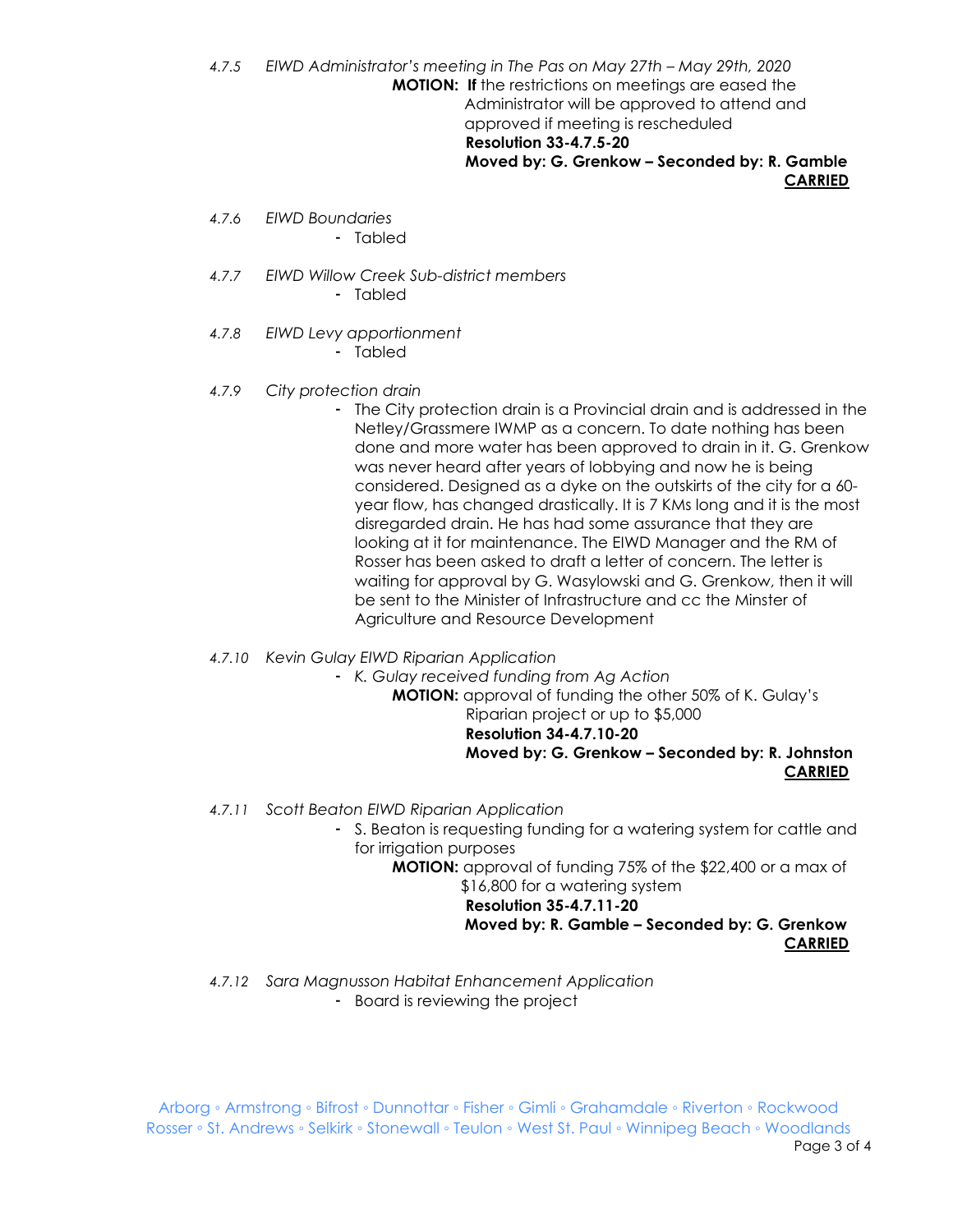*4.7.5 EIWD Administrator's meeting in The Pas on May 27th – May 29th, 2020*

**MOTION:** **If** the restrictions on meetings are eased the Administrator will be approved to attend and approved if meeting is rescheduled

**Resolution 33-4.7.5-20**

**Moved by: G. Grenkow – Seconded by: R. Gamble**

**CARRIED**

*4.7.6 EIWD Boundaries*

- Tabled

*4.7.7 EIWD Willow Creek Sub-district members*

- Tabled

*4.7.8 EIWD Levy apportionment*

- Tabled

*4.7.9 City protection drain*

- The City protection drain is a Provincial drain and is addressed in the Netley/Grassmere IWMP as a concern. To date nothing has been done and more water has been approved to drain in it. G. Grenkow was never heard after years of lobbying and now he is being considered. Designed as a dyke on the outskirts of the city for a 60-year flow, has changed drastically. It is 7 KMs long and it is the most disregarded drain. He has had some assurance that they are looking at it for maintenance. The EIWD Manager and the RM of Rosser has been asked to draft a letter of concern. The letter is waiting for approval by G. Wasylowski and G. Grenkow, then it will be sent to the Minister of Infrastructure and cc the Minster of Agriculture and Resource Development

*4.7.10 Kevin Gulay EIWD Riparian Application*

- *K. Gulay received funding from Ag Action*

**MOTION:** approval of funding the other 50% of K. Gulay's Riparian project or up to $5,000

**Resolution 34-4.7.10-20**

**Moved by: G. Grenkow – Seconded by: R. Johnston**

**CARRIED**

*4.7.11 Scott Beaton EIWD Riparian Application*

- S. Beaton is requesting funding for a watering system for cattle and for irrigation purposes

**MOTION:** approval of funding 75% of the $22,400 or a max of $16,800 for a watering system

**Resolution 35-4.7.11-20**

**Moved by: R. Gamble – Seconded by: G. Grenkow**

**CARRIED**

*4.7.12 Sara Magnusson Habitat Enhancement Application*

- Board is reviewing the project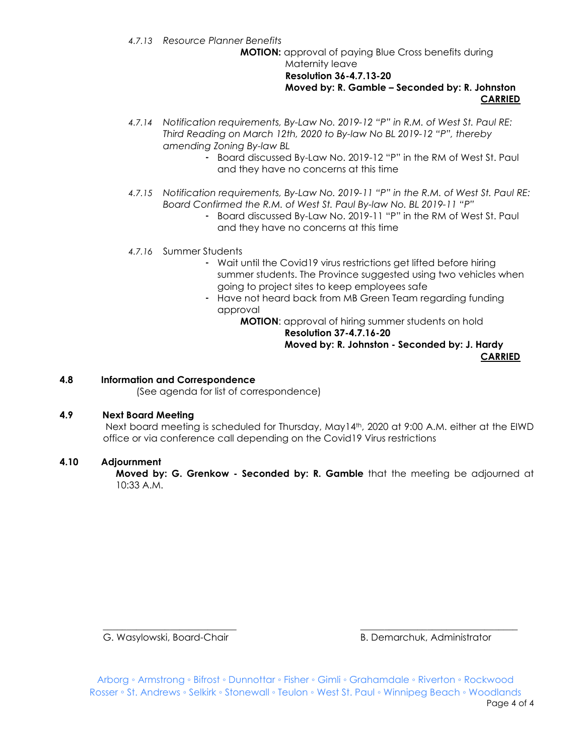*4.7.13 Resource Planner Benefits*

**MOTION:** approval of paying Blue Cross benefits during Maternity leave
**Resolution 36-4.7.13-20**
**Moved by: R. Gamble – Seconded by: R. Johnston**
**CARRIED**

*4.7.14 Notification requirements, By-Law No. 2019-12 "P" in R.M. of West St. Paul RE: Third Reading on March 12th, 2020 to By-law No BL 2019-12 "P", thereby amending Zoning By-law BL*

- Board discussed By-Law No. 2019-12 "P" in the RM of West St. Paul and they have no concerns at this time

*4.7.15 Notification requirements, By-Law No. 2019-11 "P" in the R.M. of West St. Paul RE: Board Confirmed the R.M. of West St. Paul By-law No. BL 2019-11 "P"*

- Board discussed By-Law No. 2019-11 "P" in the RM of West St. Paul and they have no concerns at this time

*4.7.16* Summer Students

- Wait until the Covid19 virus restrictions get lifted before hiring summer students. The Province suggested using two vehicles when going to project sites to keep employees safe
- Have not heard back from MB Green Team regarding funding approval

**MOTION**: approval of hiring summer students on hold
**Resolution 37-4.7.16-20**
**Moved by: R. Johnston - Seconded by: J. Hardy**
**CARRIED**

**4.8 Information and Correspondence**

(See agenda for list of correspondence)

**4.9 Next Board Meeting**

Next board meeting is scheduled for Thursday, May14th, 2020 at 9:00 A.M. either at the EIWD office or via conference call depending on the Covid19 Virus restrictions

**4.10 Adjournment**

**Moved by: G. Grenkow - Seconded by: R. Gamble** that the meeting be adjourned at 10:33 A.M.

G. Wasylowski, Board-Chair

B. Demarchuk, Administrator

Arborg ◦ Armstrong ◦ Bifrost ◦ Dunnottar ◦ Fisher ◦ Gimli ◦ Grahamdale ◦ Riverton ◦ Rockwood
Rosser ◦ St. Andrews ◦ Selkirk ◦ Stonewall ◦ Teulon ◦ West St. Paul ◦ Winnipeg Beach ◦ Woodlands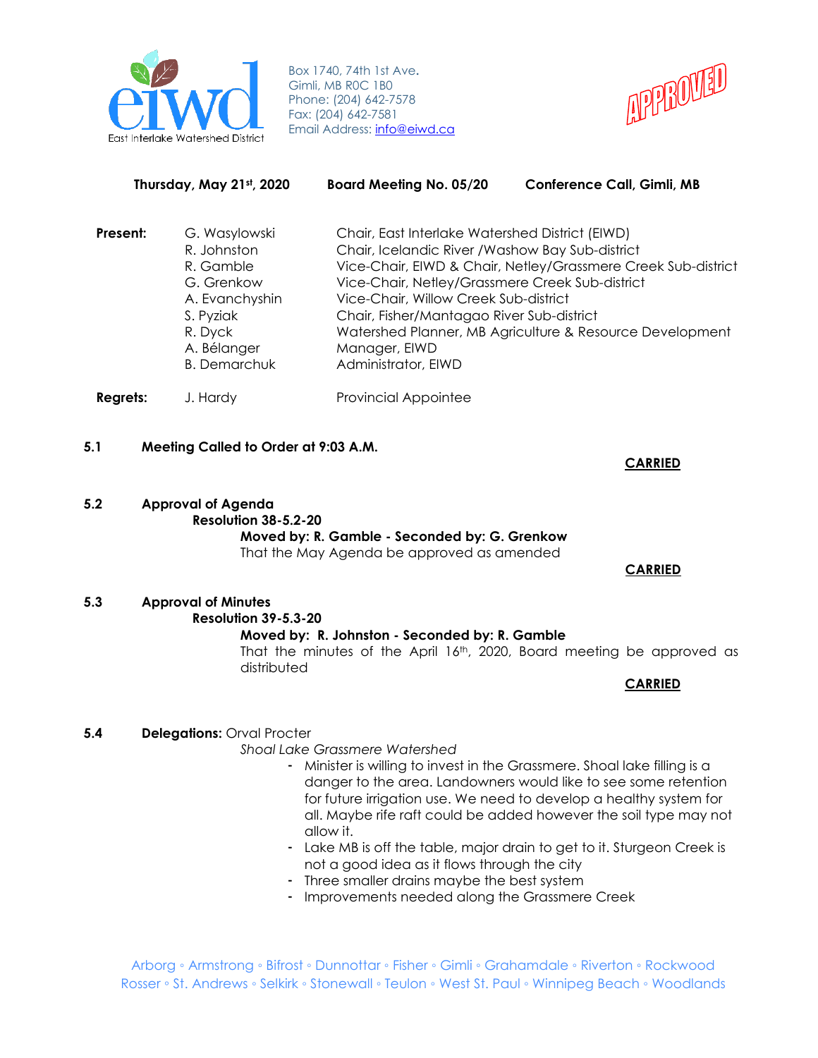Box 1740, 74th 1st Ave.
Gimli, MB R0C 1B0
Phone: (204) 642-7578
Fax: (204) 642-7581
Email Address: info@eiwd.ca

APPROVED

**Thursday, May 21st, 2020 Board Meeting No. 05/20 Conference Call, Gimli, MB**

| | | |
|---|---|---|
| **Present:** | G. Wasylowski | Chair, East Interlake Watershed District (EIWD) |
| | R. Johnston | Chair, Icelandic River /Washow Bay Sub-district |
| | R. Gamble | Vice-Chair, EIWD & Chair, Netley/Grassmere Creek Sub-district |
| | G. Grenkow | Vice-Chair, Netley/Grassmere Creek Sub-district |
| | A. Evanchyshin | Vice-Chair, Willow Creek Sub-district |
| | S. Pyziak | Chair, Fisher/Mantagao River Sub-district |
| | R. Dyck | Watershed Planner, MB Agriculture & Resource Development |
| | A. Bélanger | Manager, EIWD |
| | B. Demarchuk | Administrator, EIWD |
| **Regrets:** | J. Hardy | Provincial Appointee |

**5.1 Meeting Called to Order at 9:03 A.M.**

**CARRIED**

**5.2 Approval of Agenda**

**Resolution 38-5.2-20**

**Moved by: R. Gamble - Seconded by: G. Grenkow**

That the May Agenda be approved as amended

**CARRIED**

**5.3 Approval of Minutes**

**Resolution 39-5.3-20**

**Moved by: R. Johnston - Seconded by: R. Gamble**

That the minutes of the April 16th, 2020, Board meeting be approved as distributed

**CARRIED**

**5.4 Delegations:** Orval Procter

*Shoal Lake Grassmere Watershed*

- Minister is willing to invest in the Grassmere. Shoal lake filling is a danger to the area. Landowners would like to see some retention for future irrigation use. We need to develop a healthy system for all. Maybe rife raft could be added however the soil type may not allow it.
- Lake MB is off the table, major drain to get to it. Sturgeon Creek is not a good idea as it flows through the city
- Three smaller drains maybe the best system
- Improvements needed along the Grassmere Creek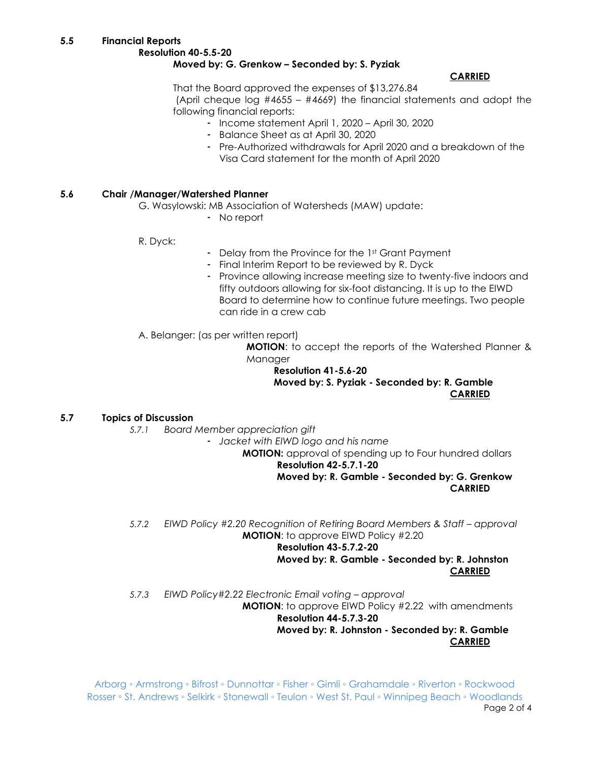**5.5 Financial Reports**

**Resolution 40-5.5-20**

**Moved by: G. Grenkow – Seconded by: S. Pyziak**

**CARRIED**

That the Board approved the expenses of $13,276.84 (April cheque log #4655 – #4669) the financial statements and adopt the following financial reports:

- Income statement April 1, 2020 – April 30, 2020
- Balance Sheet as at April 30, 2020
- Pre-Authorized withdrawals for April 2020 and a breakdown of the Visa Card statement for the month of April 2020

**5.6 Chair /Manager/Watershed Planner**

G. Wasylowski: MB Association of Watersheds (MAW) update:

- No report

R. Dyck:

- Delay from the Province for the 1st Grant Payment
- Final Interim Report to be reviewed by R. Dyck
- Province allowing increase meeting size to twenty-five indoors and fifty outdoors allowing for six-foot distancing. It is up to the EIWD Board to determine how to continue future meetings. Two people can ride in a crew cab

A. Belanger: (as per written report)

**MOTION**: to accept the reports of the Watershed Planner & Manager

**Resolution 41-5.6-20**

**Moved by: S. Pyziak - Seconded by: R. Gamble**

**CARRIED**

**5.7 Topics of Discussion**

*5.7.1 Board Member appreciation gift*

- *Jacket with EIWD logo and his name*

**MOTION:** approval of spending up to Four hundred dollars

**Resolution 42-5.7.1-20**

**Moved by: R. Gamble - Seconded by: G. Grenkow**

**CARRIED**

*5.7.2 EIWD Policy #2.20 Recognition of Retiring Board Members & Staff – approval*

**MOTION**: to approve EIWD Policy #2.20

**Resolution 43-5.7.2-20**

**Moved by: R. Gamble - Seconded by: R. Johnston**

**CARRIED**

*5.7.3 EIWD Policy#2.22 Electronic Email voting – approval*

**MOTION**: to approve EIWD Policy #2.22 with amendments

**Resolution 44-5.7.3-20**

**Moved by: R. Johnston - Seconded by: R. Gamble**

**CARRIED**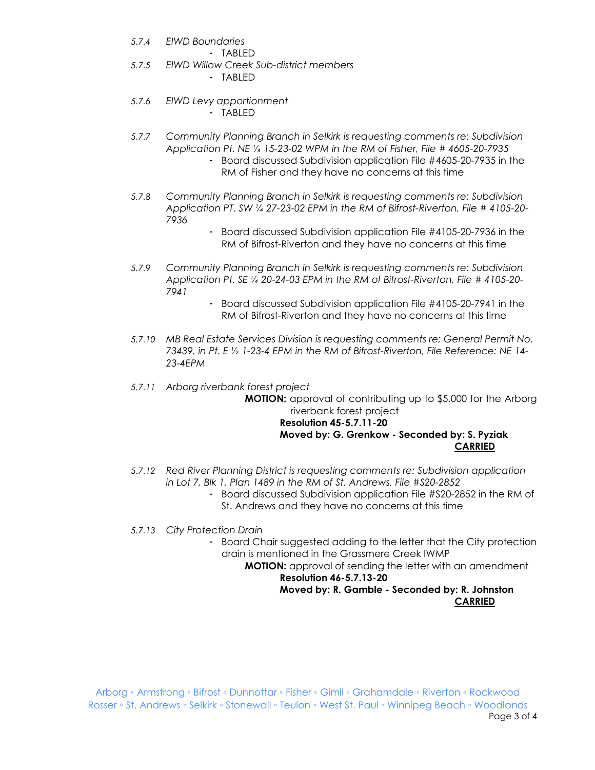*5.7.4 EIWD Boundaries*

- TABLED

*5.7.5 EIWD Willow Creek Sub-district members*

- TABLED

*5.7.6 EIWD Levy apportionment*

- TABLED

*5.7.7 Community Planning Branch in Selkirk is requesting comments re: Subdivision Application Pt. NE ¼ 15-23-02 WPM in the RM of Fisher, File # 4605-20-7935*

- Board discussed Subdivision application File #4605-20-7935 in the RM of Fisher and they have no concerns at this time

*5.7.8 Community Planning Branch in Selkirk is requesting comments re: Subdivision Application PT. SW ¼ 27-23-02 EPM in the RM of Bifrost-Riverton, File # 4105-20-7936*

- Board discussed Subdivision application File #4105-20-7936 in the RM of Bifrost-Riverton and they have no concerns at this time

*5.7.9 Community Planning Branch in Selkirk is requesting comments re: Subdivision Application Pt. SE ¼ 20-24-03 EPM in the RM of Bifrost-Riverton, File # 4105-20-7941*

- Board discussed Subdivision application File #4105-20-7941 in the RM of Bifrost-Riverton and they have no concerns at this time

*5.7.10 MB Real Estate Services Division is requesting comments re; General Permit No. 73439, in Pt. E ½ 1-23-4 EPM in the RM of Bifrost-Riverton, File Reference: NE 14-23-4EPM*

*5.7.11 Arborg riverbank forest project*

**MOTION:** approval of contributing up to $5,000 for the Arborg riverbank forest project

**Resolution 45-5.7.11-20**
**Moved by: G. Grenkow - Seconded by: S. Pyziak**
**CARRIED**

*5.7.12 Red River Planning District is requesting comments re: Subdivision application in Lot 7, Blk 1, Plan 1489 in the RM of St. Andrews. File #S20-2852*

- Board discussed Subdivision application File #S20-2852 in the RM of St. Andrews and they have no concerns at this time

*5.7.13 City Protection Drain*

- Board Chair suggested adding to the letter that the City protection drain is mentioned in the Grassmere Creek IWMP

**MOTION:** approval of sending the letter with an amendment

**Resolution 46-5.7.13-20**
**Moved by: R. Gamble - Seconded by: R. Johnston**
**CARRIED**

Arborg ◦ Armstrong ◦ Bifrost ◦ Dunnottar ◦ Fisher ◦ Gimli ◦ Grahamdale ◦ Riverton ◦ Rockwood
Rosser ◦ St. Andrews ◦ Selkirk ◦ Stonewall ◦ Teulon ◦ West St. Paul ◦ Winnipeg Beach ◦ Woodlands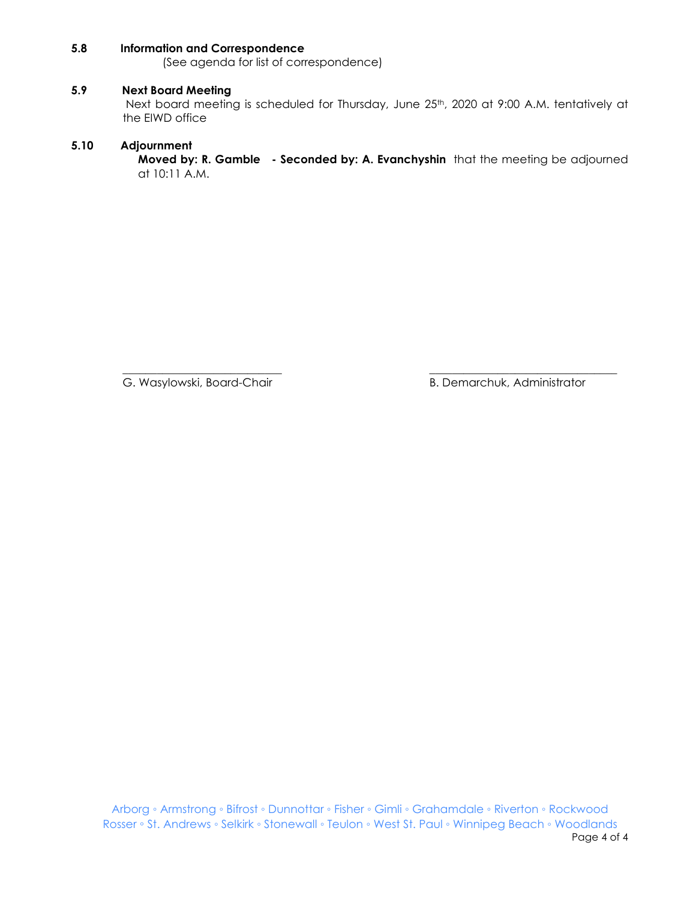**5.8 Information and Correspondence**

(See agenda for list of correspondence)

**5.9 Next Board Meeting**

Next board meeting is scheduled for Thursday, June 25th, 2020 at 9:00 A.M. tentatively at the EIWD office

**5.10 Adjournment**

**Moved by: R. Gamble - Seconded by: A. Evanchyshin** that the meeting be adjourned at 10:11 A.M.

\_\_\_\_\_\_\_\_\_\_\_\_\_\_\_\_\_\_\_\_\_\_\_\_\_\_\_\_
G. Wasylowski, Board-Chair

\_\_\_\_\_\_\_\_\_\_\_\_\_\_\_\_\_\_\_\_\_\_\_\_\_\_\_\_
B. Demarchuk, Administrator

Arborg ◦ Armstrong ◦ Bifrost ◦ Dunnottar ◦ Fisher ◦ Gimli ◦ Grahamdale ◦ Riverton ◦ Rockwood
Rosser ◦ St. Andrews ◦ Selkirk ◦ Stonewall ◦ Teulon ◦ West St. Paul ◦ Winnipeg Beach ◦ Woodlands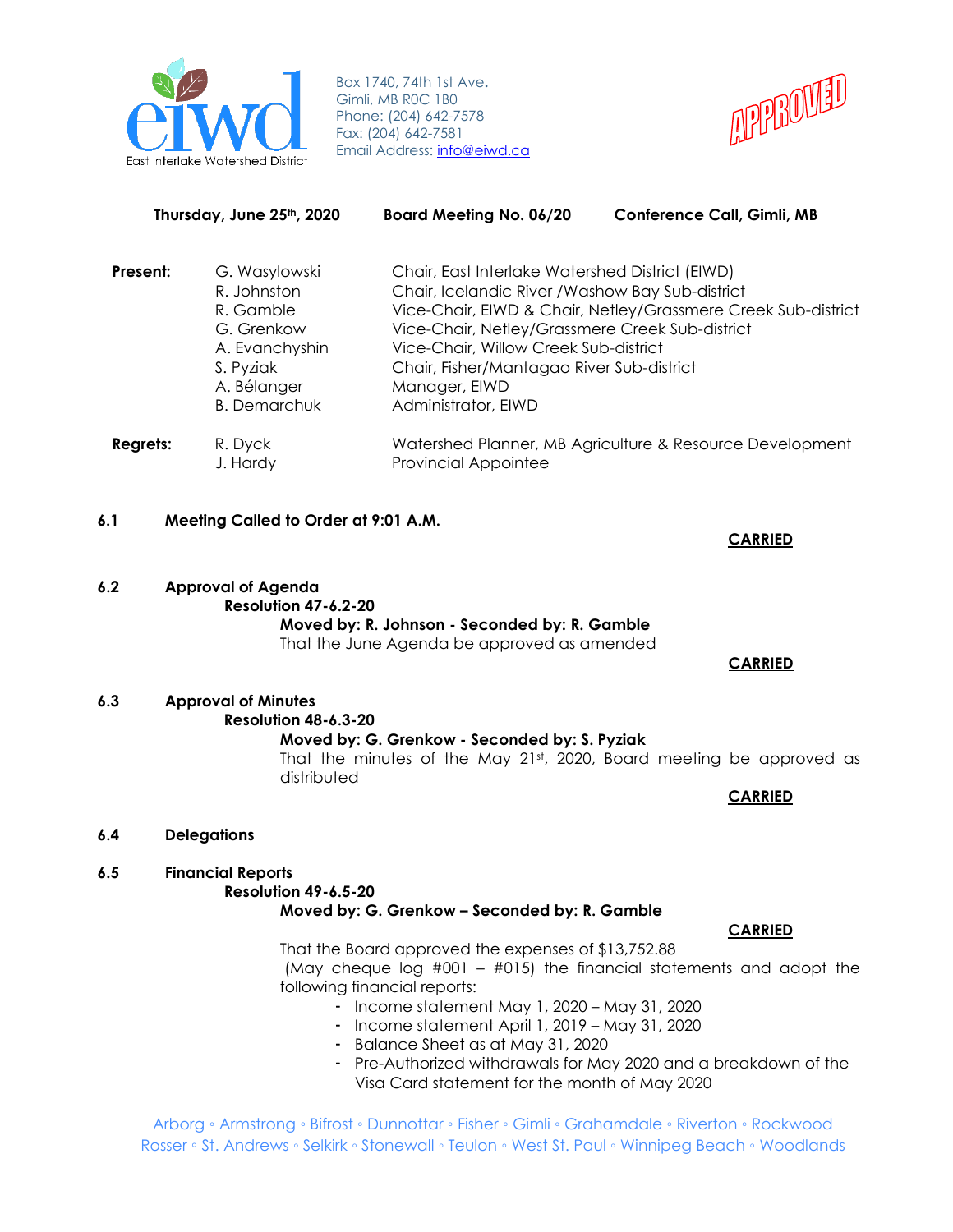Box 1740, 74th 1st Ave.
Gimli, MB R0C 1B0
Phone: (204) 642-7578
Fax: (204) 642-7581
Email Address: info@eiwd.ca

APPROVED

**Thursday, June 25th, 2020** **Board Meeting No. 06/20** **Conference Call, Gimli, MB**

| | | |
|---|---|---|
| **Present:** | G. Wasylowski | Chair, East Interlake Watershed District (EIWD) |
| | R. Johnston | Chair, Icelandic River /Washow Bay Sub-district |
| | R. Gamble | Vice-Chair, EIWD & Chair, Netley/Grassmere Creek Sub-district |
| | G. Grenkow | Vice-Chair, Netley/Grassmere Creek Sub-district |
| | A. Evanchyshin | Vice-Chair, Willow Creek Sub-district |
| | S. Pyziak | Chair, Fisher/Mantagao River Sub-district |
| | A. Bélanger | Manager, EIWD |
| | B. Demarchuk | Administrator, EIWD |
| **Regrets:** | R. Dyck | Watershed Planner, MB Agriculture & Resource Development |
| | J. Hardy | Provincial Appointee |

**6.1 Meeting Called to Order at 9:01 A.M.**

**CARRIED**

**6.2 Approval of Agenda**

**Resolution 47-6.2-20**

**Moved by: R. Johnson - Seconded by: R. Gamble**

That the June Agenda be approved as amended

**CARRIED**

**6.3 Approval of Minutes**

**Resolution 48-6.3-20**

**Moved by: G. Grenkow - Seconded by: S. Pyziak**

That the minutes of the May 21st, 2020, Board meeting be approved as distributed

**CARRIED**

**6.4 Delegations**

**6.5 Financial Reports**

**Resolution 49-6.5-20**

**Moved by: G. Grenkow – Seconded by: R. Gamble**

**CARRIED**

That the Board approved the expenses of $13,752.88 (May cheque log #001 – #015) the financial statements and adopt the following financial reports:

- Income statement May 1, 2020 – May 31, 2020
- Income statement April 1, 2019 – May 31, 2020
- Balance Sheet as at May 31, 2020
- Pre-Authorized withdrawals for May 2020 and a breakdown of the Visa Card statement for the month of May 2020

Arborg ◦ Armstrong ◦ Bifrost ◦ Dunnottar ◦ Fisher ◦ Gimli ◦ Grahamdale ◦ Riverton ◦ Rockwood
Rosser ◦ St. Andrews ◦ Selkirk ◦ Stonewall ◦ Teulon ◦ West St. Paul ◦ Winnipeg Beach ◦ Woodlands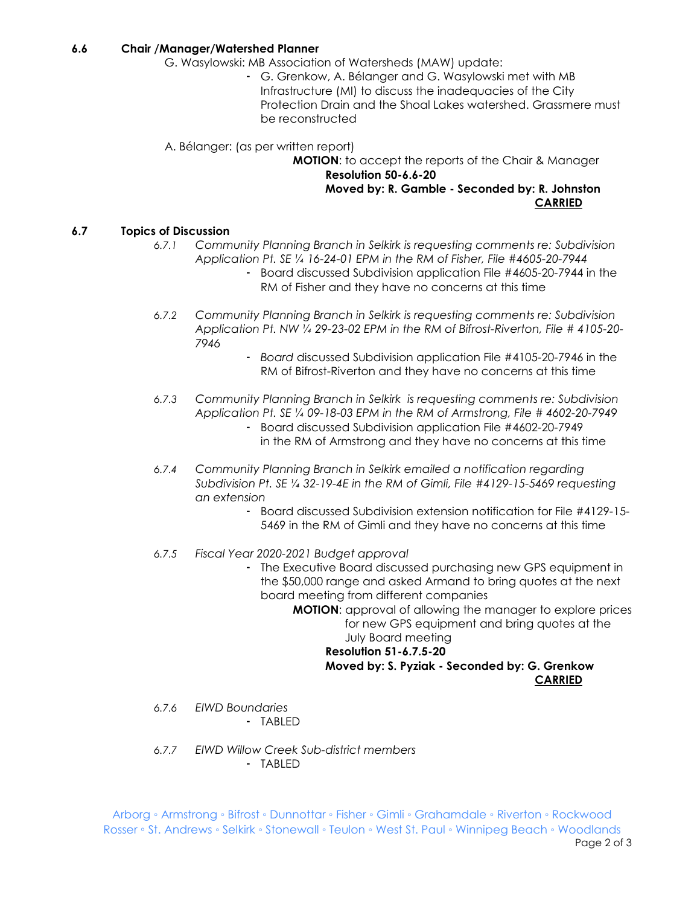## 6.6 Chair /Manager/Watershed Planner

G. Wasylowski: MB Association of Watersheds (MAW) update:

- G. Grenkow, A. Bélanger and G. Wasylowski met with MB Infrastructure (MI) to discuss the inadequacies of the City Protection Drain and the Shoal Lakes watershed. Grassmere must be reconstructed

A. Bélanger: (as per written report)

**MOTION**: to accept the reports of the Chair & Manager
**Resolution 50-6.6-20**
**Moved by: R. Gamble - Seconded by: R. Johnston**
**CARRIED**

## 6.7 Topics of Discussion

*6.7.1 Community Planning Branch in Selkirk is requesting comments re: Subdivision Application Pt. SE ¼ 16-24-01 EPM in the RM of Fisher, File #4605-20-7944*

- Board discussed Subdivision application File #4605-20-7944 in the RM of Fisher and they have no concerns at this time

*6.7.2 Community Planning Branch in Selkirk is requesting comments re: Subdivision Application Pt. NW ¼ 29-23-02 EPM in the RM of Bifrost-Riverton, File # 4105-20-7946*

- *Board* discussed Subdivision application File #4105-20-7946 in the RM of Bifrost-Riverton and they have no concerns at this time

*6.7.3 Community Planning Branch in Selkirk is requesting comments re: Subdivision Application Pt. SE ¼ 09-18-03 EPM in the RM of Armstrong, File # 4602-20-7949*

- Board discussed Subdivision application File #4602-20-7949 in the RM of Armstrong and they have no concerns at this time

*6.7.4 Community Planning Branch in Selkirk emailed a notification regarding Subdivision Pt. SE ¼ 32-19-4E in the RM of Gimli, File #4129-15-5469 requesting an extension*

- Board discussed Subdivision extension notification for File #4129-15-5469 in the RM of Gimli and they have no concerns at this time

*6.7.5 Fiscal Year 2020-2021 Budget approval*

- The Executive Board discussed purchasing new GPS equipment in the $50,000 range and asked Armand to bring quotes at the next board meeting from different companies

**MOTION**: approval of allowing the manager to explore prices for new GPS equipment and bring quotes at the July Board meeting
**Resolution 51-6.7.5-20**
**Moved by: S. Pyziak - Seconded by: G. Grenkow**
**CARRIED**

*6.7.6 EIWD Boundaries*

- TABLED

*6.7.7 EIWD Willow Creek Sub-district members*

- TABLED

Arborg ◦ Armstrong ◦ Bifrost ◦ Dunnottar ◦ Fisher ◦ Gimli ◦ Grahamdale ◦ Riverton ◦ Rockwood
Rosser ◦ St. Andrews ◦ Selkirk ◦ Stonewall ◦ Teulon ◦ West St. Paul ◦ Winnipeg Beach ◦ Woodlands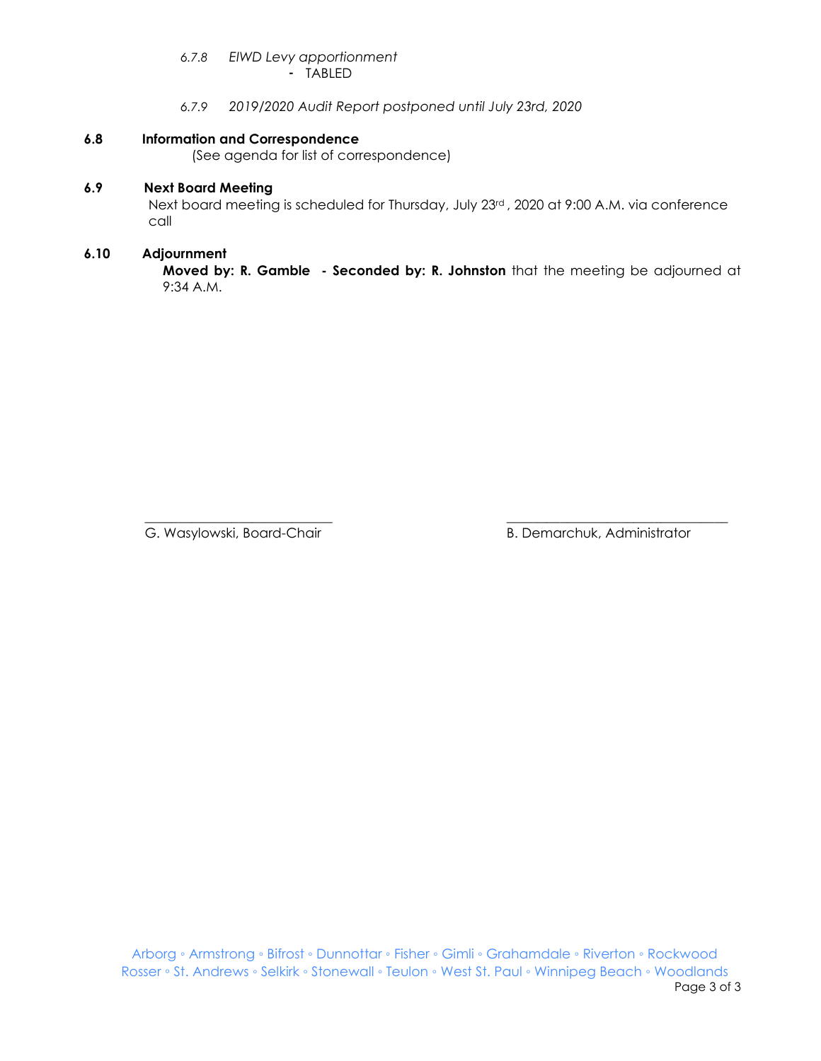*6.7.8 EIWD Levy apportionment*

- TABLED

*6.7.9 2019/2020 Audit Report postponed until July 23rd, 2020*

### 6.8 Information and Correspondence

(See agenda for list of correspondence)

### 6.9 Next Board Meeting

Next board meeting is scheduled for Thursday, July 23rd, 2020 at 9:00 A.M. via conference call

### 6.10 Adjournment

**Moved by: R. Gamble - Seconded by: R. Johnston** that the meeting be adjourned at 9:34 A.M.

\_\_\_\_\_\_\_\_\_\_\_\_\_\_\_\_\_\_\_\_\_\_\_\_\_\_\_
G. Wasylowski, Board-Chair

\_\_\_\_\_\_\_\_\_\_\_\_\_\_\_\_\_\_\_\_\_\_\_\_\_\_\_
B. Demarchuk, Administrator

Arborg ◦ Armstrong ◦ Bifrost ◦ Dunnottar ◦ Fisher ◦ Gimli ◦ Grahamdale ◦ Riverton ◦ Rockwood
Rosser ◦ St. Andrews ◦ Selkirk ◦ Stonewall ◦ Teulon ◦ West St. Paul ◦ Winnipeg Beach ◦ Woodlands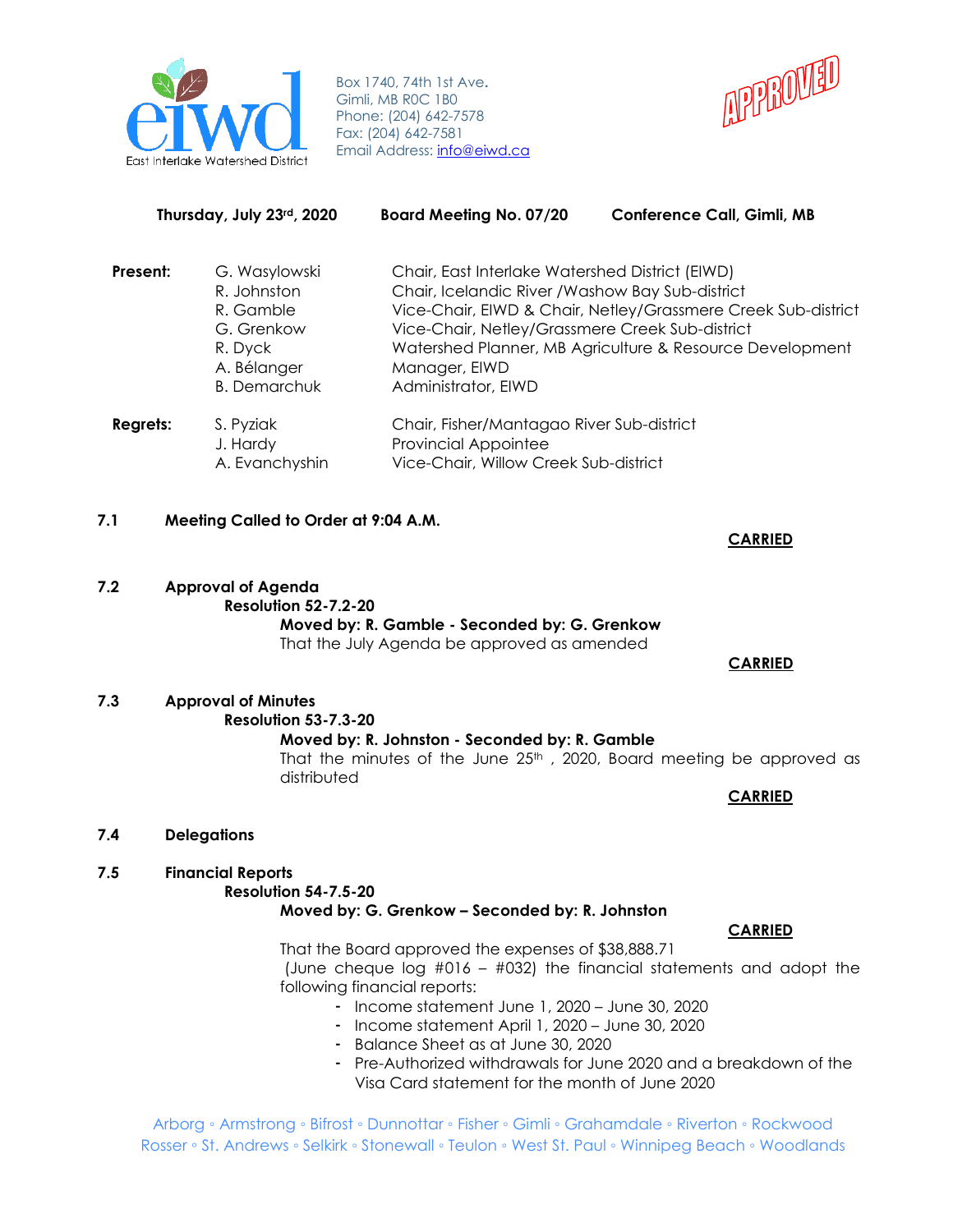Box 1740, 74th 1st Ave.
Gimli, MB R0C 1B0
Phone: (204) 642-7578
Fax: (204) 642-7581
Email Address: info@eiwd.ca

APPROVED

**Thursday, July 23rd, 2020 | Board Meeting No. 07/20 | Conference Call, Gimli, MB**

**Present:**

| | |
|---|---|
| G. Wasylowski | Chair, East Interlake Watershed District (EIWD) |
| R. Johnston | Chair, Icelandic River /Washow Bay Sub-district |
| R. Gamble | Vice-Chair, EIWD & Chair, Netley/Grassmere Creek Sub-district |
| G. Grenkow | Vice-Chair, Netley/Grassmere Creek Sub-district |
| R. Dyck | Watershed Planner, MB Agriculture & Resource Development |
| A. Bélanger | Manager, EIWD |
| B. Demarchuk | Administrator, EIWD |

**Regrets:**

| | |
|---|---|
| S. Pyziak | Chair, Fisher/Mantagao River Sub-district |
| J. Hardy | Provincial Appointee |
| A. Evanchyshin | Vice-Chair, Willow Creek Sub-district |

## 7.1 Meeting Called to Order at 9:04 A.M.

**CARRIED**

## 7.2 Approval of Agenda

**Resolution 52-7.2-20**

**Moved by: R. Gamble - Seconded by: G. Grenkow**

That the July Agenda be approved as amended

**CARRIED**

## 7.3 Approval of Minutes

**Resolution 53-7.3-20**

**Moved by: R. Johnston - Seconded by: R. Gamble**

That the minutes of the June 25th , 2020, Board meeting be approved as distributed

**CARRIED**

## 7.4 Delegations

## 7.5 Financial Reports

**Resolution 54-7.5-20**

**Moved by: G. Grenkow – Seconded by: R. Johnston**

**CARRIED**

That the Board approved the expenses of $38,888.71 (June cheque log #016 – #032) the financial statements and adopt the following financial reports:

- Income statement June 1, 2020 – June 30, 2020
- Income statement April 1, 2020 – June 30, 2020
- Balance Sheet as at June 30, 2020
- Pre-Authorized withdrawals for June 2020 and a breakdown of the Visa Card statement for the month of June 2020

Arborg ◦ Armstrong ◦ Bifrost ◦ Dunnottar ◦ Fisher ◦ Gimli ◦ Grahamdale ◦ Riverton ◦ Rockwood
Rosser ◦ St. Andrews ◦ Selkirk ◦ Stonewall ◦ Teulon ◦ West St. Paul ◦ Winnipeg Beach ◦ Woodlands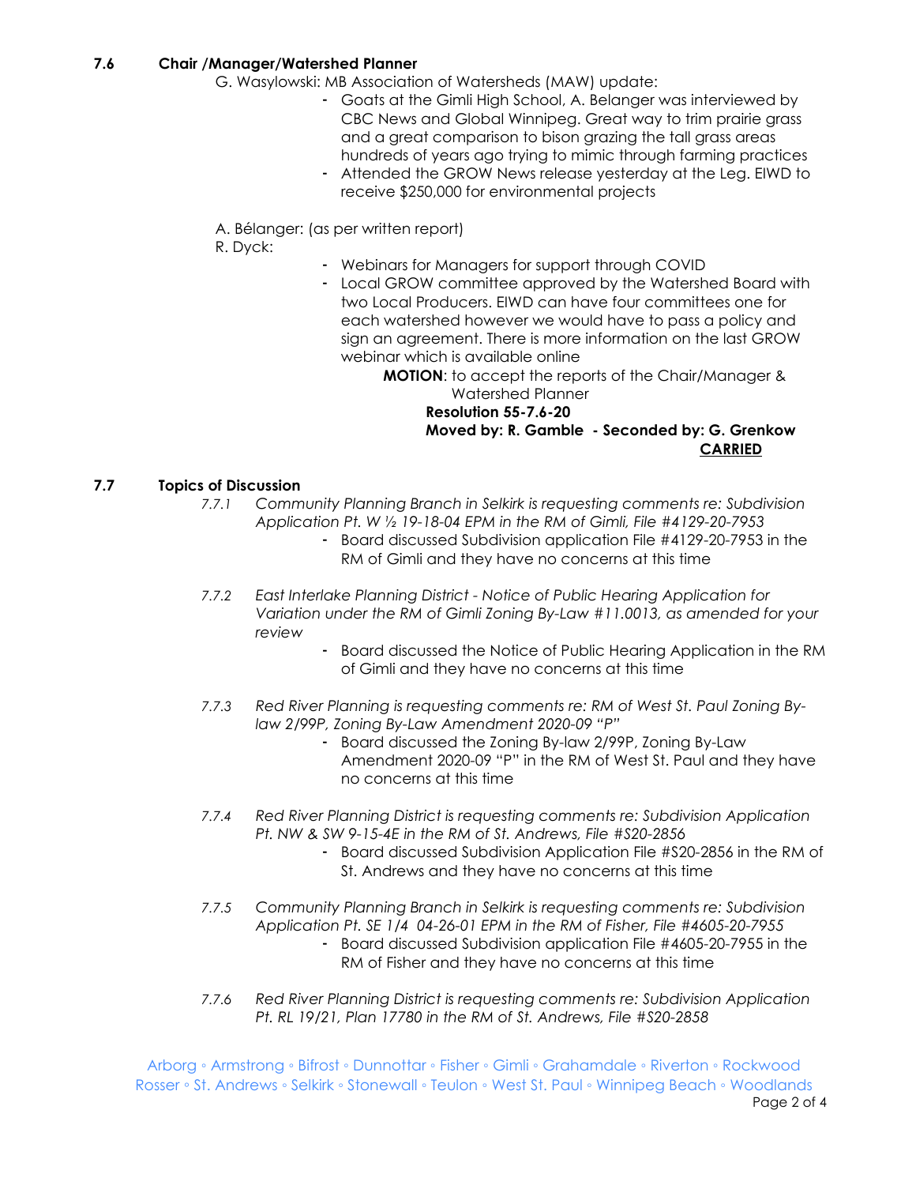### 7.6 Chair /Manager/Watershed Planner

G. Wasylowski: MB Association of Watersheds (MAW) update:

- Goats at the Gimli High School, A. Belanger was interviewed by CBC News and Global Winnipeg. Great way to trim prairie grass and a great comparison to bison grazing the tall grass areas hundreds of years ago trying to mimic through farming practices
- Attended the GROW News release yesterday at the Leg. EIWD to receive $250,000 for environmental projects

A. Bélanger: (as per written report)

R. Dyck:

- Webinars for Managers for support through COVID
- Local GROW committee approved by the Watershed Board with two Local Producers. EIWD can have four committees one for each watershed however we would have to pass a policy and sign an agreement. There is more information on the last GROW webinar which is available online

**MOTION**: to accept the reports of the Chair/Manager & Watershed Planner

**Resolution 55-7.6-20**

**Moved by: R. Gamble - Seconded by: G. Grenkow**

**CARRIED**

### 7.7 Topics of Discussion

*7.7.1 Community Planning Branch in Selkirk is requesting comments re: Subdivision Application Pt. W ½ 19-18-04 EPM in the RM of Gimli, File #4129-20-7953*

- Board discussed Subdivision application File #4129-20-7953 in the RM of Gimli and they have no concerns at this time

*7.7.2 East Interlake Planning District - Notice of Public Hearing Application for Variation under the RM of Gimli Zoning By-Law #11.0013, as amended for your review*

- Board discussed the Notice of Public Hearing Application in the RM of Gimli and they have no concerns at this time

*7.7.3 Red River Planning is requesting comments re: RM of West St. Paul Zoning By-law 2/99P, Zoning By-Law Amendment 2020-09 "P"*

- Board discussed the Zoning By-law 2/99P, Zoning By-Law Amendment 2020-09 "P" in the RM of West St. Paul and they have no concerns at this time

*7.7.4 Red River Planning District is requesting comments re: Subdivision Application Pt. NW & SW 9-15-4E in the RM of St. Andrews, File #S20-2856*

- Board discussed Subdivision Application File #S20-2856 in the RM of St. Andrews and they have no concerns at this time

*7.7.5 Community Planning Branch in Selkirk is requesting comments re: Subdivision Application Pt. SE 1/4 04-26-01 EPM in the RM of Fisher, File #4605-20-7955*

- Board discussed Subdivision application File #4605-20-7955 in the RM of Fisher and they have no concerns at this time

*7.7.6 Red River Planning District is requesting comments re: Subdivision Application Pt. RL 19/21, Plan 17780 in the RM of St. Andrews, File #S20-2858*

Arborg ◦ Armstrong ◦ Bifrost ◦ Dunnottar ◦ Fisher ◦ Gimli ◦ Grahamdale ◦ Riverton ◦ Rockwood
Rosser ◦ St. Andrews ◦ Selkirk ◦ Stonewall ◦ Teulon ◦ West St. Paul ◦ Winnipeg Beach ◦ Woodlands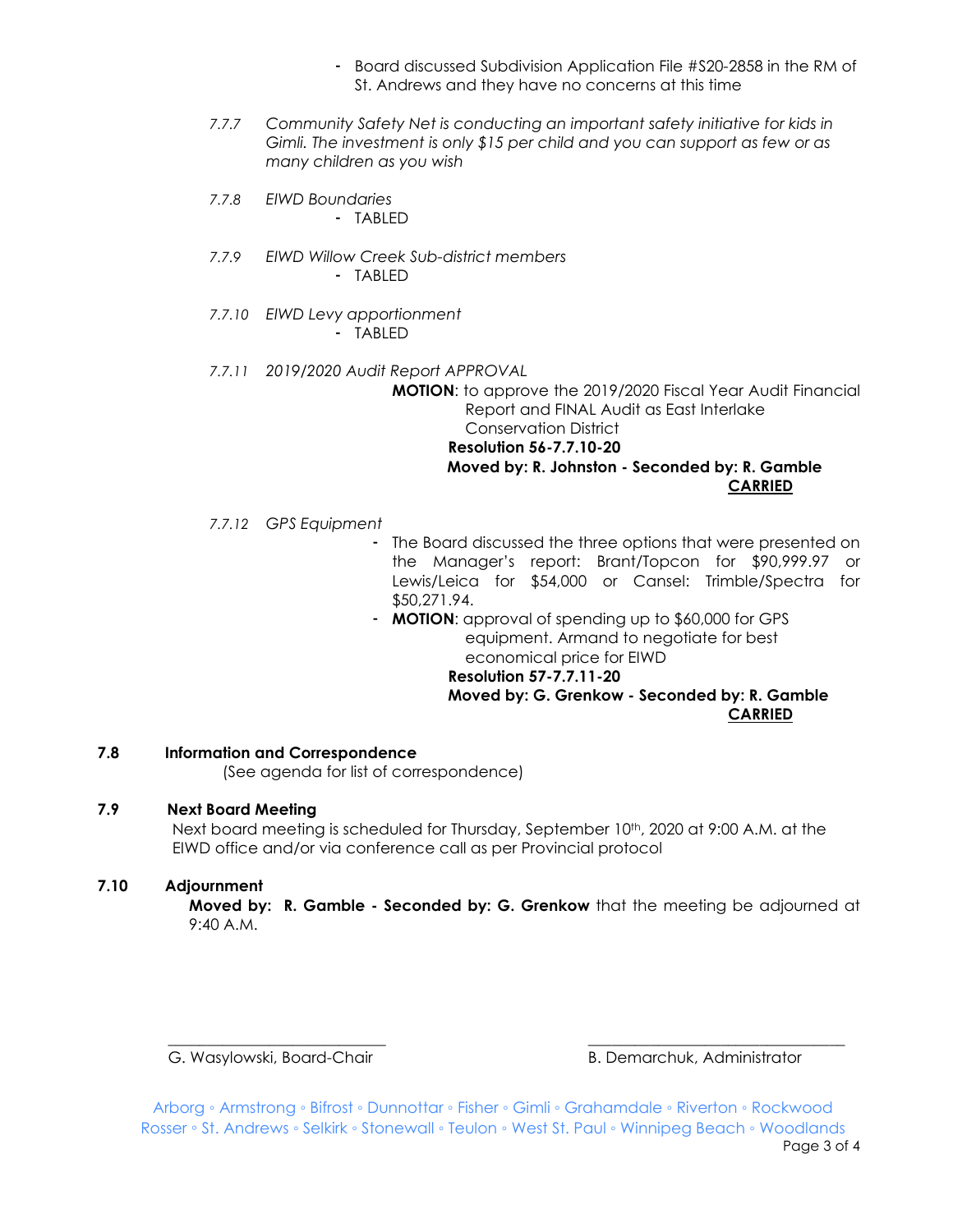- Board discussed Subdivision Application File #S20-2858 in the RM of St. Andrews and they have no concerns at this time

*7.7.7 Community Safety Net is conducting an important safety initiative for kids in Gimli. The investment is only $15 per child and you can support as few or as many children as you wish*

*7.7.8 EIWD Boundaries*

- TABLED

*7.7.9 EIWD Willow Creek Sub-district members*

- TABLED

*7.7.10 EIWD Levy apportionment*

- TABLED

*7.7.11 2019/2020 Audit Report APPROVAL*

**MOTION**: to approve the 2019/2020 Fiscal Year Audit Financial Report and FINAL Audit as East Interlake Conservation District

**Resolution 56-7.7.10-20**

**Moved by: R. Johnston - Seconded by: R. Gamble**

**CARRIED**

*7.7.12 GPS Equipment*

- The Board discussed the three options that were presented on the Manager's report: Brant/Topcon for $90,999.97 or Lewis/Leica for $54,000 or Cansel: Trimble/Spectra for $50,271.94.
- **MOTION**: approval of spending up to $60,000 for GPS equipment. Armand to negotiate for best economical price for EIWD

**Resolution 57-7.7.11-20**

**Moved by: G. Grenkow - Seconded by: R. Gamble**

**CARRIED**

## 7.8 Information and Correspondence

(See agenda for list of correspondence)

## 7.9 Next Board Meeting

Next board meeting is scheduled for Thursday, September 10th, 2020 at 9:00 A.M. at the EIWD office and/or via conference call as per Provincial protocol

## 7.10 Adjournment

**Moved by: R. Gamble - Seconded by: G. Grenkow** that the meeting be adjourned at 9:40 A.M.

\_\_\_\_\_\_\_\_\_\_\_\_\_\_\_\_\_\_\_\_\_\_\_\_\_\_\_ \_\_\_\_\_\_\_\_\_\_\_\_\_\_\_\_\_\_\_\_\_\_\_\_\_\_\_\_\_\_\_\_

G. Wasylowski, Board-Chair B. Demarchuk, Administrator

Arborg ◦ Armstrong ◦ Bifrost ◦ Dunnottar ◦ Fisher ◦ Gimli ◦ Grahamdale ◦ Riverton ◦ Rockwood
Rosser ◦ St. Andrews ◦ Selkirk ◦ Stonewall ◦ Teulon ◦ West St. Paul ◦ Winnipeg Beach ◦ Woodlands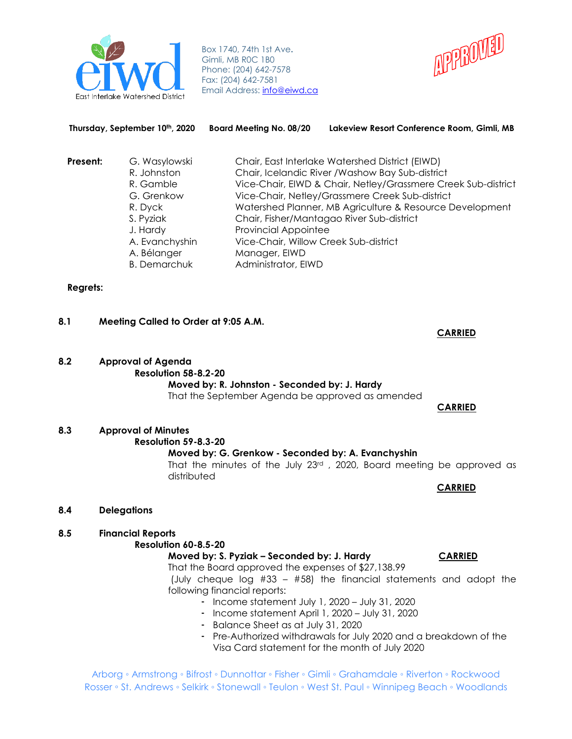Box 1740, 74th 1st Ave.
Gimli, MB R0C 1B0
Phone: (204) 642-7578
Fax: (204) 642-7581
Email Address: info@eiwd.ca

APPROVED

**Thursday, September 10th, 2020 Board Meeting No. 08/20 Lakeview Resort Conference Room, Gimli, MB**

| **Present:** | | |
|---|---|---|
| | G. Wasylowski | Chair, East Interlake Watershed District (EIWD) |
| | R. Johnston | Chair, Icelandic River /Washow Bay Sub-district |
| | R. Gamble | Vice-Chair, EIWD & Chair, Netley/Grassmere Creek Sub-district |
| | G. Grenkow | Vice-Chair, Netley/Grassmere Creek Sub-district |
| | R. Dyck | Watershed Planner, MB Agriculture & Resource Development |
| | S. Pyziak | Chair, Fisher/Mantagao River Sub-district |
| | J. Hardy | Provincial Appointee |
| | A. Evanchyshin | Vice-Chair, Willow Creek Sub-district |
| | A. Bélanger | Manager, EIWD |
| | B. Demarchuk | Administrator, EIWD |

**Regrets:**

**8.1 Meeting Called to Order at 9:05 A.M.**

**CARRIED**

**8.2 Approval of Agenda**

**Resolution 58-8.2-20**

**Moved by: R. Johnston - Seconded by: J. Hardy**

That the September Agenda be approved as amended

**CARRIED**

**8.3 Approval of Minutes**

**Resolution 59-8.3-20**

**Moved by: G. Grenkow - Seconded by: A. Evanchyshin**

That the minutes of the July 23rd, 2020, Board meeting be approved as distributed

**CARRIED**

**8.4 Delegations**

**8.5 Financial Reports**

**Resolution 60-8.5-20**

**Moved by: S. Pyziak – Seconded by: J. Hardy** **CARRIED**

That the Board approved the expenses of $27,138.99 (July cheque log #33 – #58) the financial statements and adopt the following financial reports:

- Income statement July 1, 2020 – July 31, 2020
- Income statement April 1, 2020 – July 31, 2020
- Balance Sheet as at July 31, 2020
- Pre-Authorized withdrawals for July 2020 and a breakdown of the Visa Card statement for the month of July 2020

Arborg ◦ Armstrong ◦ Bifrost ◦ Dunnottar ◦ Fisher ◦ Gimli ◦ Grahamdale ◦ Riverton ◦ Rockwood
Rosser ◦ St. Andrews ◦ Selkirk ◦ Stonewall ◦ Teulon ◦ West St. Paul ◦ Winnipeg Beach ◦ Woodlands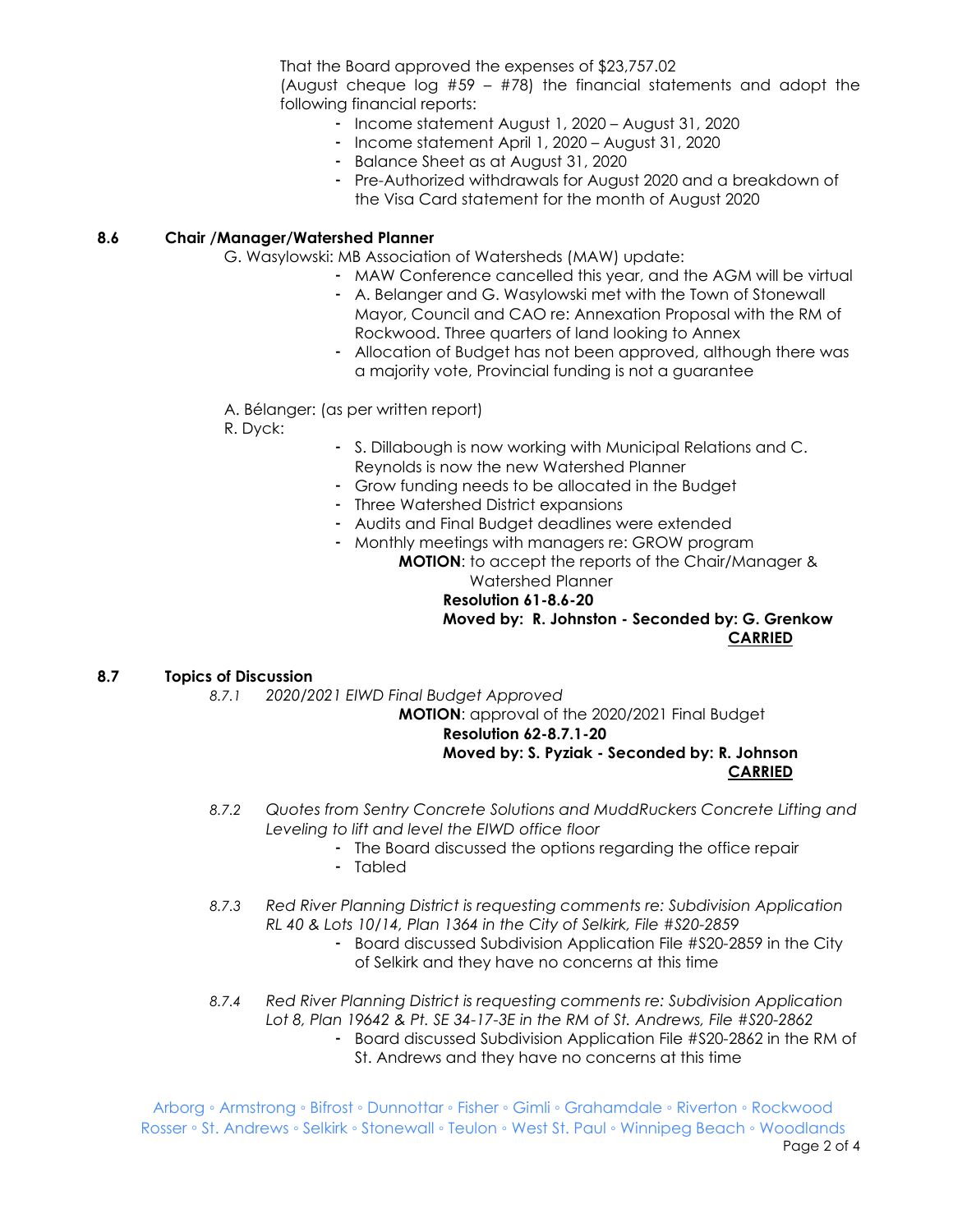That the Board approved the expenses of $23,757.02 (August cheque log #59 – #78) the financial statements and adopt the following financial reports:

- Income statement August 1, 2020 – August 31, 2020
- Income statement April 1, 2020 – August 31, 2020
- Balance Sheet as at August 31, 2020
- Pre-Authorized withdrawals for August 2020 and a breakdown of the Visa Card statement for the month of August 2020

### 8.6 Chair /Manager/Watershed Planner

G. Wasylowski: MB Association of Watersheds (MAW) update:

- MAW Conference cancelled this year, and the AGM will be virtual
- A. Belanger and G. Wasylowski met with the Town of Stonewall Mayor, Council and CAO re: Annexation Proposal with the RM of Rockwood. Three quarters of land looking to Annex
- Allocation of Budget has not been approved, although there was a majority vote, Provincial funding is not a guarantee

A. Bélanger: (as per written report)

R. Dyck:

- S. Dillabough is now working with Municipal Relations and C. Reynolds is now the new Watershed Planner
- Grow funding needs to be allocated in the Budget
- Three Watershed District expansions
- Audits and Final Budget deadlines were extended
- Monthly meetings with managers re: GROW program

**MOTION**: to accept the reports of the Chair/Manager & Watershed Planner

**Resolution 61-8.6-20**

**Moved by: R. Johnston - Seconded by: G. Grenkow**

**CARRIED**

### 8.7 Topics of Discussion

*8.7.1 2020/2021 EIWD Final Budget Approved*

**MOTION**: approval of the 2020/2021 Final Budget

**Resolution 62-8.7.1-20**

**Moved by: S. Pyziak - Seconded by: R. Johnson**

**CARRIED**

*8.7.2 Quotes from Sentry Concrete Solutions and MuddRuckers Concrete Lifting and Leveling to lift and level the EIWD office floor*

- The Board discussed the options regarding the office repair
- Tabled

*8.7.3 Red River Planning District is requesting comments re: Subdivision Application RL 40 & Lots 10/14, Plan 1364 in the City of Selkirk, File #S20-2859*

- Board discussed Subdivision Application File #S20-2859 in the City of Selkirk and they have no concerns at this time

*8.7.4 Red River Planning District is requesting comments re: Subdivision Application Lot 8, Plan 19642 & Pt. SE 34-17-3E in the RM of St. Andrews, File #S20-2862*

- Board discussed Subdivision Application File #S20-2862 in the RM of St. Andrews and they have no concerns at this time

Arborg ◦ Armstrong ◦ Bifrost ◦ Dunnottar ◦ Fisher ◦ Gimli ◦ Grahamdale ◦ Riverton ◦ Rockwood Rosser ◦ St. Andrews ◦ Selkirk ◦ Stonewall ◦ Teulon ◦ West St. Paul ◦ Winnipeg Beach ◦ Woodlands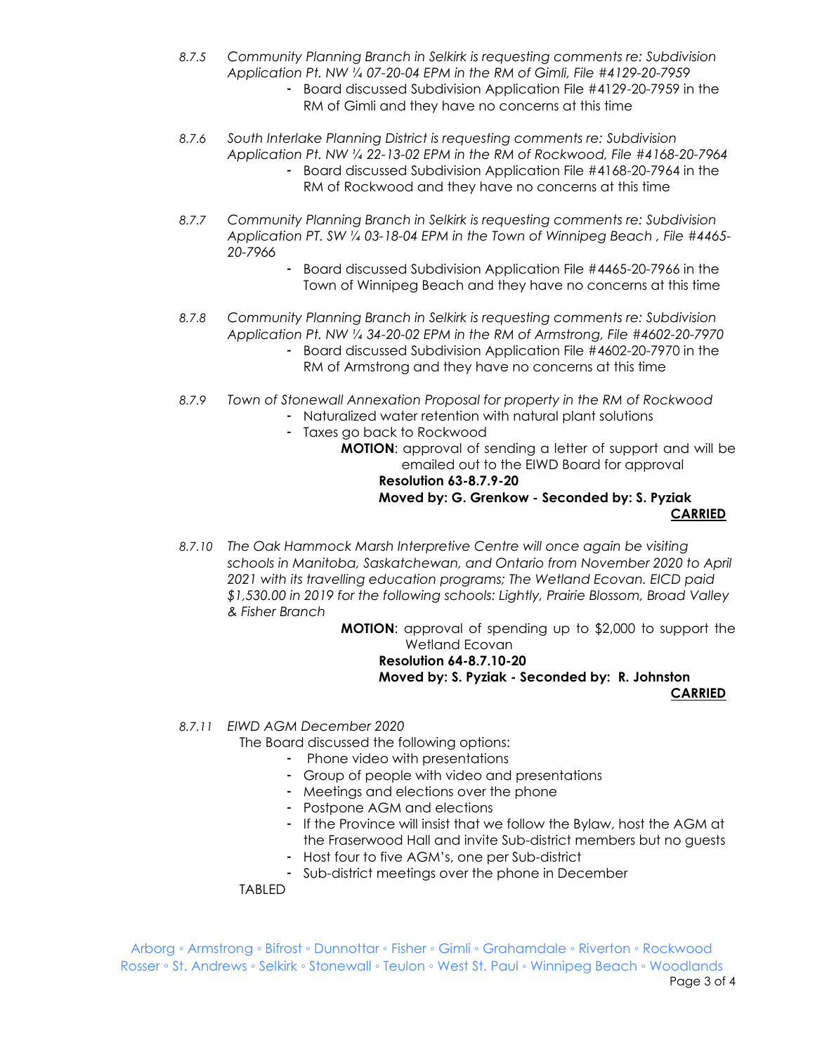*8.7.5 Community Planning Branch in Selkirk is requesting comments re: Subdivision Application Pt. NW ¼ 07-20-04 EPM in the RM of Gimli, File #4129-20-7959*

- Board discussed Subdivision Application File #4129-20-7959 in the RM of Gimli and they have no concerns at this time

*8.7.6 South Interlake Planning District is requesting comments re: Subdivision Application Pt. NW ¼ 22-13-02 EPM in the RM of Rockwood, File #4168-20-7964*

- Board discussed Subdivision Application File #4168-20-7964 in the RM of Rockwood and they have no concerns at this time

*8.7.7 Community Planning Branch in Selkirk is requesting comments re: Subdivision Application PT. SW ¼ 03-18-04 EPM in the Town of Winnipeg Beach , File #4465-20-7966*

- Board discussed Subdivision Application File #4465-20-7966 in the Town of Winnipeg Beach and they have no concerns at this time

*8.7.8 Community Planning Branch in Selkirk is requesting comments re: Subdivision Application Pt. NW ¼ 34-20-02 EPM in the RM of Armstrong, File #4602-20-7970*

- Board discussed Subdivision Application File #4602-20-7970 in the RM of Armstrong and they have no concerns at this time

*8.7.9 Town of Stonewall Annexation Proposal for property in the RM of Rockwood*

- Naturalized water retention with natural plant solutions
- Taxes go back to Rockwood

**MOTION**: approval of sending a letter of support and will be emailed out to the EIWD Board for approval

**Resolution 63-8.7.9-20**
**Moved by: G. Grenkow - Seconded by: S. Pyziak**

**CARRIED**

*8.7.10 The Oak Hammock Marsh Interpretive Centre will once again be visiting schools in Manitoba, Saskatchewan, and Ontario from November 2020 to April 2021 with its travelling education programs; The Wetland Ecovan. EICD paid $1,530.00 in 2019 for the following schools: Lightly, Prairie Blossom, Broad Valley & Fisher Branch*

**MOTION**: approval of spending up to $2,000 to support the Wetland Ecovan

**Resolution 64-8.7.10-20**
**Moved by: S. Pyziak - Seconded by: R. Johnston**

**CARRIED**

*8.7.11 EIWD AGM December 2020*

The Board discussed the following options:

- Phone video with presentations
- Group of people with video and presentations
- Meetings and elections over the phone
- Postpone AGM and elections
- If the Province will insist that we follow the Bylaw, host the AGM at the Fraserwood Hall and invite Sub-district members but no guests
- Host four to five AGM's, one per Sub-district
- Sub-district meetings over the phone in December

TABLED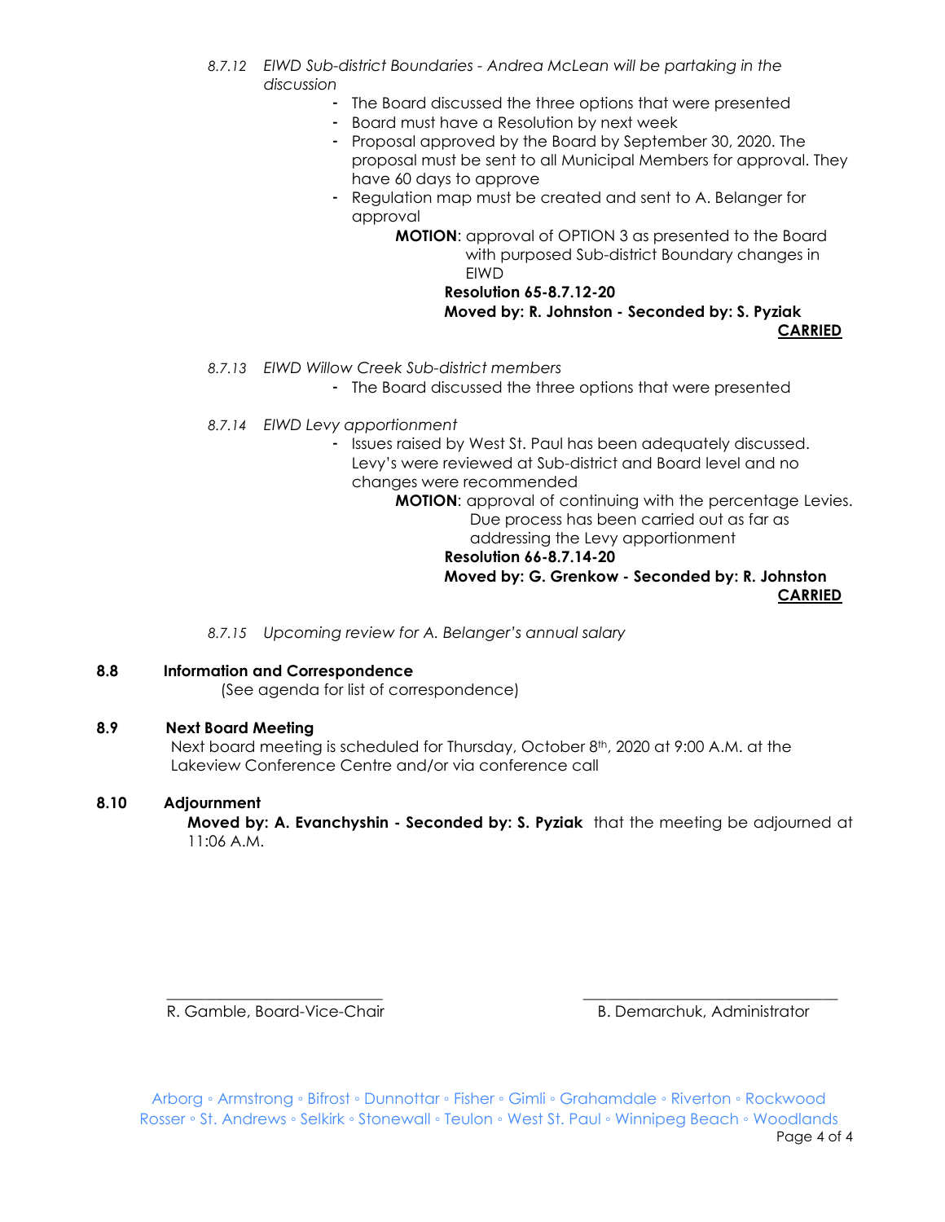*8.7.12 EIWD Sub-district Boundaries - Andrea McLean will be partaking in the discussion*

- The Board discussed the three options that were presented
- Board must have a Resolution by next week
- Proposal approved by the Board by September 30, 2020. The proposal must be sent to all Municipal Members for approval. They have 60 days to approve
- Regulation map must be created and sent to A. Belanger for approval

**MOTION**: approval of OPTION 3 as presented to the Board with purposed Sub-district Boundary changes in EIWD

**Resolution 65-8.7.12-20**
**Moved by: R. Johnston - Seconded by: S. Pyziak**
**CARRIED**

*8.7.13 EIWD Willow Creek Sub-district members*

- The Board discussed the three options that were presented

*8.7.14 EIWD Levy apportionment*

- Issues raised by West St. Paul has been adequately discussed. Levy's were reviewed at Sub-district and Board level and no changes were recommended

**MOTION**: approval of continuing with the percentage Levies. Due process has been carried out as far as addressing the Levy apportionment

**Resolution 66-8.7.14-20**
**Moved by: G. Grenkow - Seconded by: R. Johnston**
**CARRIED**

*8.7.15 Upcoming review for A. Belanger's annual salary*

## 8.8 Information and Correspondence

(See agenda for list of correspondence)

## 8.9 Next Board Meeting

Next board meeting is scheduled for Thursday, October 8th, 2020 at 9:00 A.M. at the Lakeview Conference Centre and/or via conference call

## 8.10 Adjournment

**Moved by: A. Evanchyshin - Seconded by: S. Pyziak** that the meeting be adjourned at 11:06 A.M.

\_\_\_\_\_\_\_\_\_\_\_\_\_\_\_\_\_\_\_\_\_\_\_\_\_\_\_\_ R. Gamble, Board-Vice-Chair

\_\_\_\_\_\_\_\_\_\_\_\_\_\_\_\_\_\_\_\_\_\_\_\_\_\_\_\_ B. Demarchuk, Administrator

Arborg ◦ Armstrong ◦ Bifrost ◦ Dunnottar ◦ Fisher ◦ Gimli ◦ Grahamdale ◦ Riverton ◦ Rockwood
Rosser ◦ St. Andrews ◦ Selkirk ◦ Stonewall ◦ Teulon ◦ West St. Paul ◦ Winnipeg Beach ◦ Woodlands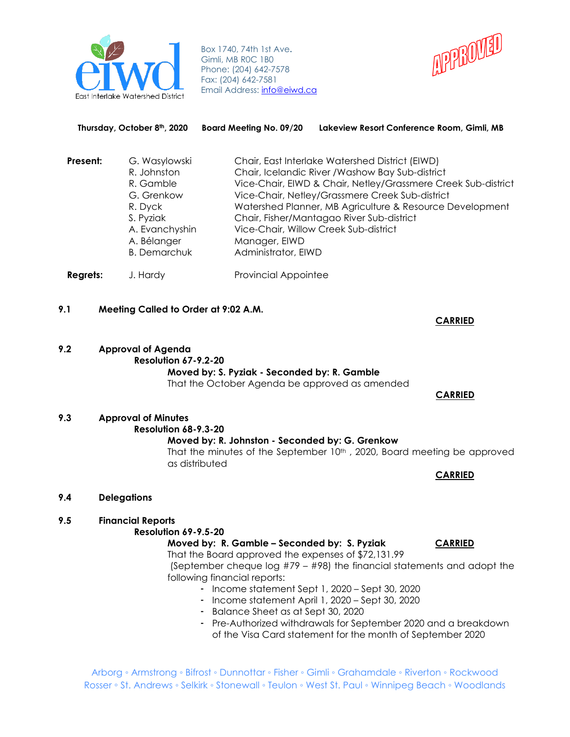Box 1740, 74th 1st Ave.
Gimli, MB R0C 1B0
Phone: (204) 642-7578
Fax: (204) 642-7581
Email Address: info@eiwd.ca

APPROVED

**Thursday, October 8th, 2020 Board Meeting No. 09/20 Lakeview Resort Conference Room, Gimli, MB**

| | | |
|---|---|---|
| **Present:** | G. Wasylowski | Chair, East Interlake Watershed District (EIWD) |
| | R. Johnston | Chair, Icelandic River /Washow Bay Sub-district |
| | R. Gamble | Vice-Chair, EIWD & Chair, Netley/Grassmere Creek Sub-district |
| | G. Grenkow | Vice-Chair, Netley/Grassmere Creek Sub-district |
| | R. Dyck | Watershed Planner, MB Agriculture & Resource Development |
| | S. Pyziak | Chair, Fisher/Mantagao River Sub-district |
| | A. Evanchyshin | Vice-Chair, Willow Creek Sub-district |
| | A. Bélanger | Manager, EIWD |
| | B. Demarchuk | Administrator, EIWD |
| **Regrets:** | J. Hardy | Provincial Appointee |

**9.1 Meeting Called to Order at 9:02 A.M.**

**CARRIED**

**9.2 Approval of Agenda**

**Resolution 67-9.2-20**

**Moved by: S. Pyziak - Seconded by: R. Gamble**

That the October Agenda be approved as amended

**CARRIED**

**9.3 Approval of Minutes**

**Resolution 68-9.3-20**

**Moved by: R. Johnston - Seconded by: G. Grenkow**

That the minutes of the September 10th , 2020, Board meeting be approved as distributed

**CARRIED**

**9.4 Delegations**

**9.5 Financial Reports**

**Resolution 69-9.5-20**

**Moved by: R. Gamble – Seconded by: S. Pyziak** **CARRIED**

That the Board approved the expenses of $72,131.99 (September cheque log #79 – #98) the financial statements and adopt the following financial reports:

- Income statement Sept 1, 2020 – Sept 30, 2020
- Income statement April 1, 2020 – Sept 30, 2020
- Balance Sheet as at Sept 30, 2020
- Pre-Authorized withdrawals for September 2020 and a breakdown of the Visa Card statement for the month of September 2020

Arborg ◦ Armstrong ◦ Bifrost ◦ Dunnottar ◦ Fisher ◦ Gimli ◦ Grahamdale ◦ Riverton ◦ Rockwood
Rosser ◦ St. Andrews ◦ Selkirk ◦ Stonewall ◦ Teulon ◦ West St. Paul ◦ Winnipeg Beach ◦ Woodlands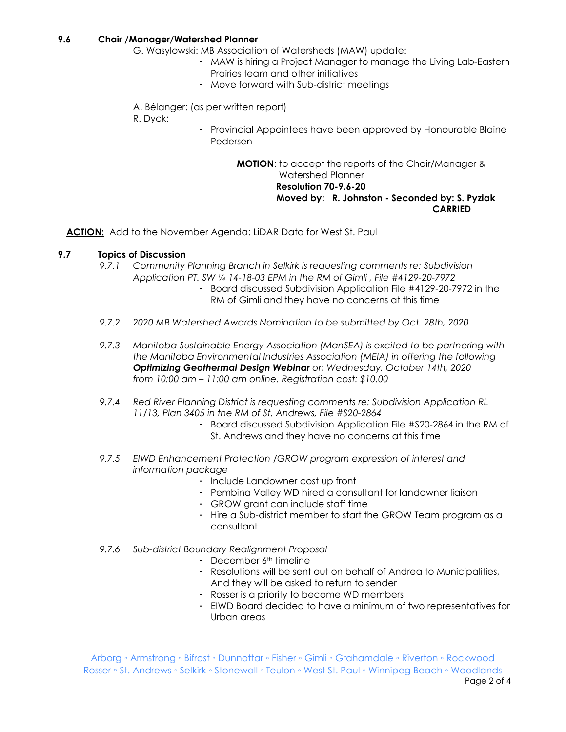### 9.6 Chair /Manager/Watershed Planner

G. Wasylowski: MB Association of Watersheds (MAW) update:

- MAW is hiring a Project Manager to manage the Living Lab-Eastern Prairies team and other initiatives
- Move forward with Sub-district meetings

A. Bélanger: (as per written report)

R. Dyck:

- Provincial Appointees have been approved by Honourable Blaine Pedersen

**MOTION**: to accept the reports of the Chair/Manager & Watershed Planner
**Resolution 70-9.6-20**
**Moved by: R. Johnston - Seconded by: S. Pyziak**
**CARRIED**

**ACTION:** Add to the November Agenda: LiDAR Data for West St. Paul

### 9.7 Topics of Discussion

9.7.1 *Community Planning Branch in Selkirk is requesting comments re: Subdivision Application PT. SW ¼ 14-18-03 EPM in the RM of Gimli , File #4129-20-7972*

- Board discussed Subdivision Application File #4129-20-7972 in the RM of Gimli and they have no concerns at this time

9.7.2 *2020 MB Watershed Awards Nomination to be submitted by Oct. 28th, 2020*

9.7.3 *Manitoba Sustainable Energy Association (ManSEA) is excited to be partnering with the Manitoba Environmental Industries Association (MEIA) in offering the following **Optimizing Geothermal Design Webinar** on Wednesday, October 14th, 2020 from 10:00 am – 11:00 am online. Registration cost: $10.00*

9.7.4 *Red River Planning District is requesting comments re: Subdivision Application RL 11/13, Plan 3405 in the RM of St. Andrews, File #S20-2864*

- Board discussed Subdivision Application File #S20-2864 in the RM of St. Andrews and they have no concerns at this time

9.7.5 *EIWD Enhancement Protection /GROW program expression of interest and information package*

- Include Landowner cost up front
- Pembina Valley WD hired a consultant for landowner liaison
- GROW grant can include staff time
- Hire a Sub-district member to start the GROW Team program as a consultant

9.7.6 *Sub-district Boundary Realignment Proposal*

- December 6th timeline
- Resolutions will be sent out on behalf of Andrea to Municipalities, And they will be asked to return to sender
- Rosser is a priority to become WD members
- EIWD Board decided to have a minimum of two representatives for Urban areas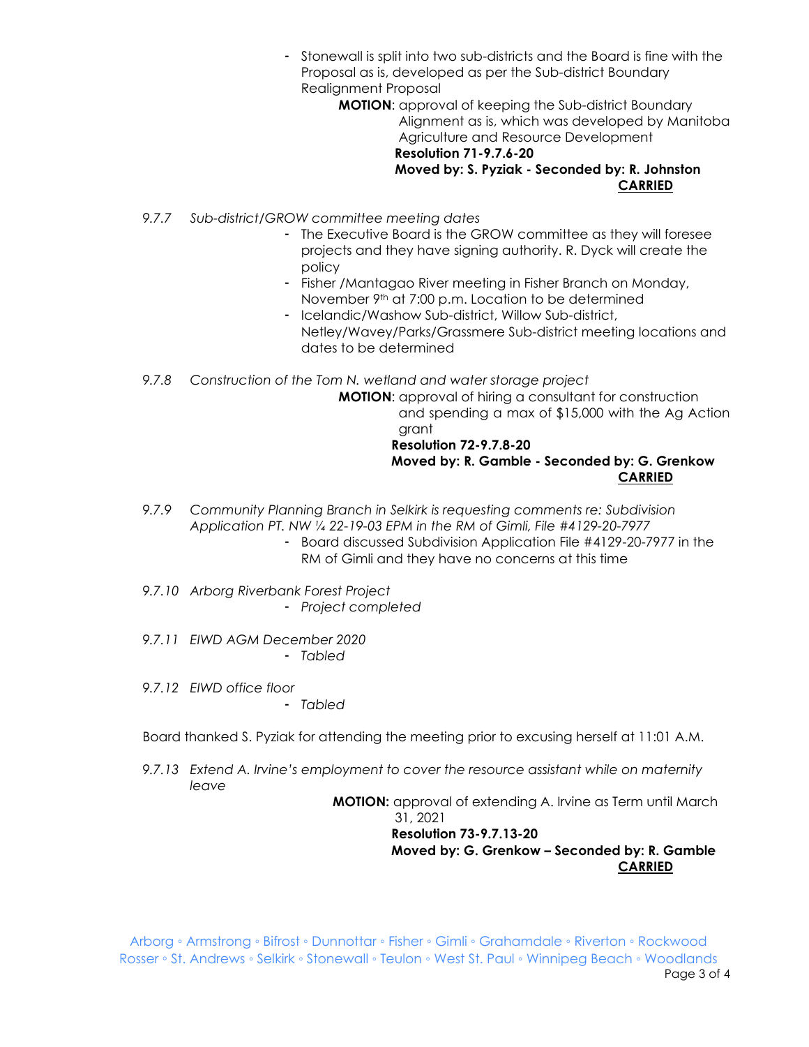- Stonewall is split into two sub-districts and the Board is fine with the Proposal as is, developed as per the Sub-district Boundary Realignment Proposal

  **MOTION**: approval of keeping the Sub-district Boundary Alignment as is, which was developed by Manitoba Agriculture and Resource Development
  **Resolution 71-9.7.6-20**
  **Moved by: S. Pyziak - Seconded by: R. Johnston**
  **CARRIED**

*9.7.7 Sub-district/GROW committee meeting dates*

- The Executive Board is the GROW committee as they will foresee projects and they have signing authority. R. Dyck will create the policy
- Fisher /Mantagao River meeting in Fisher Branch on Monday, November 9th at 7:00 p.m. Location to be determined
- Icelandic/Washow Sub-district, Willow Sub-district, Netley/Wavey/Parks/Grassmere Sub-district meeting locations and dates to be determined

*9.7.8 Construction of the Tom N. wetland and water storage project*

**MOTION**: approval of hiring a consultant for construction and spending a max of $15,000 with the Ag Action grant
**Resolution 72-9.7.8-20**
**Moved by: R. Gamble - Seconded by: G. Grenkow**
**CARRIED**

*9.7.9 Community Planning Branch in Selkirk is requesting comments re: Subdivision Application PT. NW ¼ 22-19-03 EPM in the RM of Gimli, File #4129-20-7977*

- Board discussed Subdivision Application File #4129-20-7977 in the RM of Gimli and they have no concerns at this time

*9.7.10 Arborg Riverbank Forest Project*

- *Project completed*

*9.7.11 EIWD AGM December 2020*

- *Tabled*

*9.7.12 EIWD office floor*

- *Tabled*

Board thanked S. Pyziak for attending the meeting prior to excusing herself at 11:01 A.M.

*9.7.13 Extend A. Irvine's employment to cover the resource assistant while on maternity leave*

**MOTION:** approval of extending A. Irvine as Term until March 31, 2021
**Resolution 73-9.7.13-20**
**Moved by: G. Grenkow – Seconded by: R. Gamble**
**CARRIED**

Arborg ◦ Armstrong ◦ Bifrost ◦ Dunnottar ◦ Fisher ◦ Gimli ◦ Grahamdale ◦ Riverton ◦ Rockwood
Rosser ◦ St. Andrews ◦ Selkirk ◦ Stonewall ◦ Teulon ◦ West St. Paul ◦ Winnipeg Beach ◦ Woodlands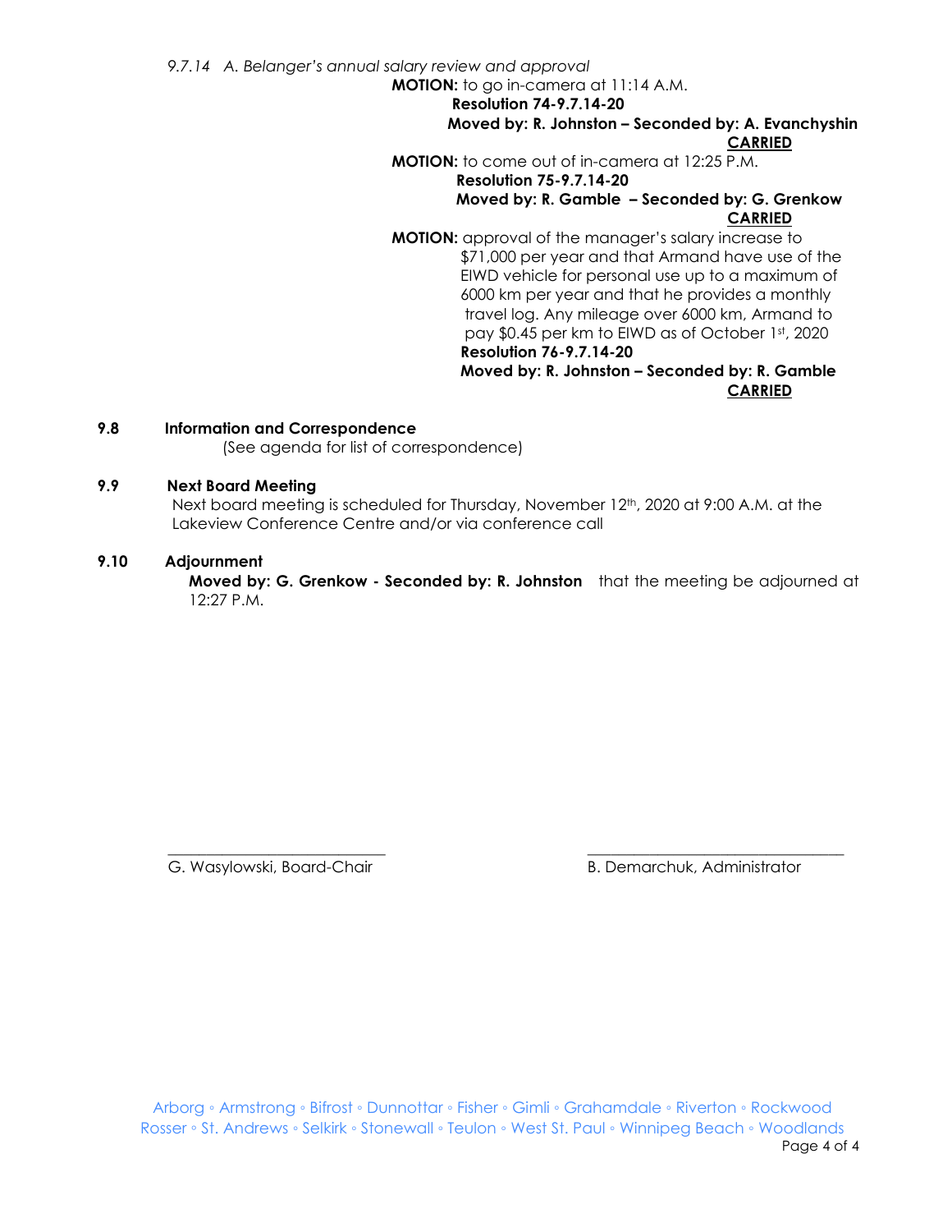*9.7.14 A. Belanger's annual salary review and approval*

**MOTION:** to go in-camera at 11:14 A.M.

**Resolution 74-9.7.14-20**

**Moved by: R. Johnston – Seconded by: A. Evanchyshin**

**CARRIED**

**MOTION:** to come out of in-camera at 12:25 P.M.

**Resolution 75-9.7.14-20**

**Moved by: R. Gamble – Seconded by: G. Grenkow**

**CARRIED**

**MOTION:** approval of the manager's salary increase to $71,000 per year and that Armand have use of the EIWD vehicle for personal use up to a maximum of 6000 km per year and that he provides a monthly travel log. Any mileage over 6000 km, Armand to pay $0.45 per km to EIWD as of October 1st, 2020

**Resolution 76-9.7.14-20**

**Moved by: R. Johnston – Seconded by: R. Gamble**

**CARRIED**

## 9.8 Information and Correspondence

(See agenda for list of correspondence)

## 9.9 Next Board Meeting

Next board meeting is scheduled for Thursday, November 12th, 2020 at 9:00 A.M. at the Lakeview Conference Centre and/or via conference call

## 9.10 Adjournment

**Moved by: G. Grenkow - Seconded by: R. Johnston** that the meeting be adjourned at 12:27 P.M.

\_\_\_\_\_\_\_\_\_\_\_\_\_\_\_\_\_\_\_\_\_\_\_\_\_\_\_\_
G. Wasylowski, Board-Chair

\_\_\_\_\_\_\_\_\_\_\_\_\_\_\_\_\_\_\_\_\_\_\_\_\_\_\_\_
B. Demarchuk, Administrator

Arborg ◦ Armstrong ◦ Bifrost ◦ Dunnottar ◦ Fisher ◦ Gimli ◦ Grahamdale ◦ Riverton ◦ Rockwood
Rosser ◦ St. Andrews ◦ Selkirk ◦ Stonewall ◦ Teulon ◦ West St. Paul ◦ Winnipeg Beach ◦ Woodlands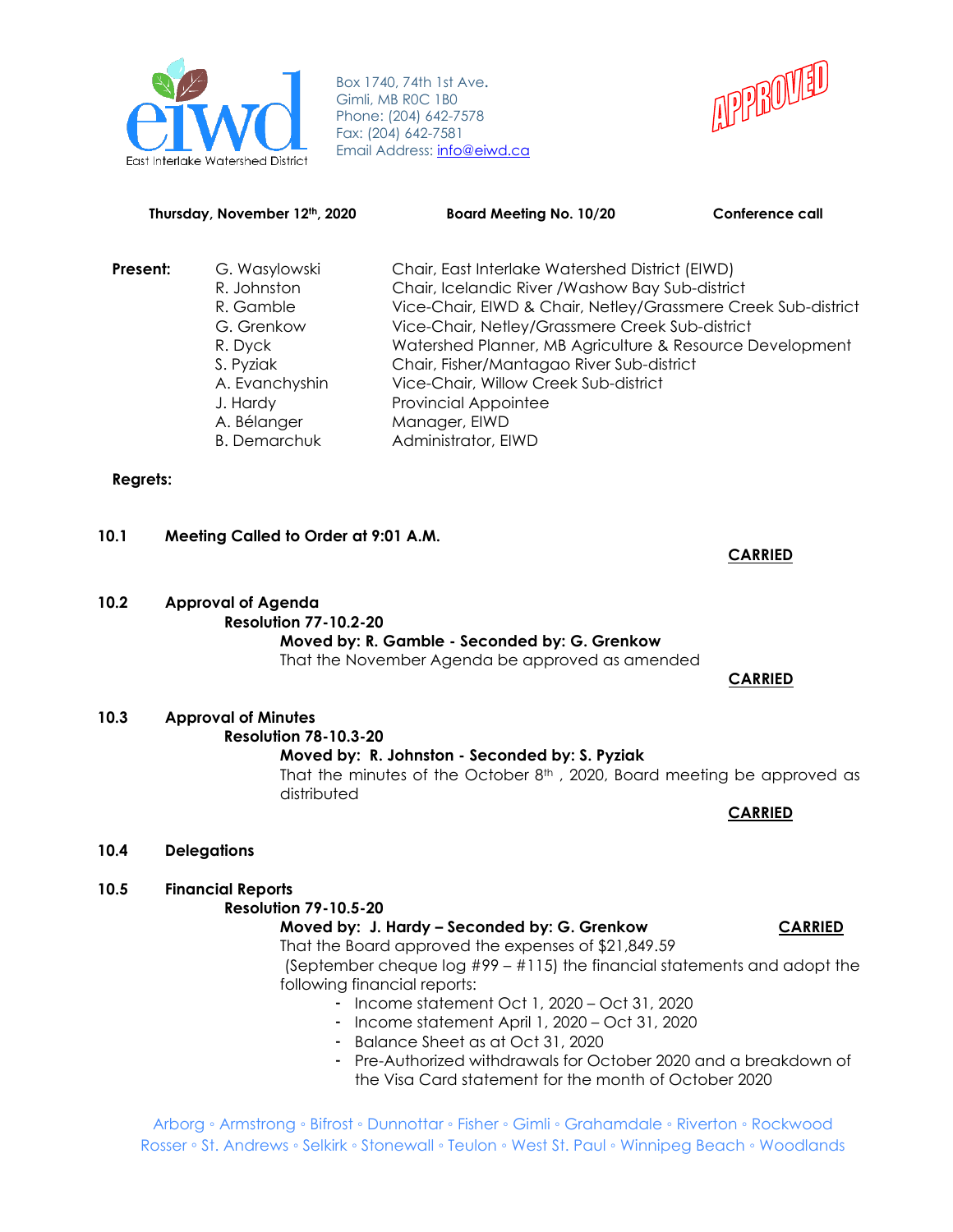Box 1740, 74th 1st Ave.
Gimli, MB R0C 1B0
Phone: (204) 642-7578
Fax: (204) 642-7581
Email Address: info@eiwd.ca

APPROVED

**Thursday, November 12th, 2020** **Board Meeting No. 10/20** **Conference call**

| **Present:** | G. Wasylowski | Chair, East Interlake Watershed District (EIWD) |
|---|---|---|
| | R. Johnston | Chair, Icelandic River /Washow Bay Sub-district |
| | R. Gamble | Vice-Chair, EIWD & Chair, Netley/Grassmere Creek Sub-district |
| | G. Grenkow | Vice-Chair, Netley/Grassmere Creek Sub-district |
| | R. Dyck | Watershed Planner, MB Agriculture & Resource Development |
| | S. Pyziak | Chair, Fisher/Mantagao River Sub-district |
| | A. Evanchyshin | Vice-Chair, Willow Creek Sub-district |
| | J. Hardy | Provincial Appointee |
| | A. Bélanger | Manager, EIWD |
| | B. Demarchuk | Administrator, EIWD |

**Regrets:**

**10.1 Meeting Called to Order at 9:01 A.M.**

**CARRIED**

**10.2 Approval of Agenda**

**Resolution 77-10.2-20**

**Moved by: R. Gamble - Seconded by: G. Grenkow**

That the November Agenda be approved as amended

**CARRIED**

**10.3 Approval of Minutes**

**Resolution 78-10.3-20**

**Moved by: R. Johnston - Seconded by: S. Pyziak**

That the minutes of the October 8th , 2020, Board meeting be approved as distributed

**CARRIED**

**10.4 Delegations**

**10.5 Financial Reports**

**Resolution 79-10.5-20**

**Moved by: J. Hardy – Seconded by: G. Grenkow** **CARRIED**

That the Board approved the expenses of $21,849.59 (September cheque log #99 – #115) the financial statements and adopt the following financial reports:

- Income statement Oct 1, 2020 – Oct 31, 2020
- Income statement April 1, 2020 – Oct 31, 2020
- Balance Sheet as at Oct 31, 2020
- Pre-Authorized withdrawals for October 2020 and a breakdown of the Visa Card statement for the month of October 2020

Arborg ◦ Armstrong ◦ Bifrost ◦ Dunnottar ◦ Fisher ◦ Gimli ◦ Grahamdale ◦ Riverton ◦ Rockwood
Rosser ◦ St. Andrews ◦ Selkirk ◦ Stonewall ◦ Teulon ◦ West St. Paul ◦ Winnipeg Beach ◦ Woodlands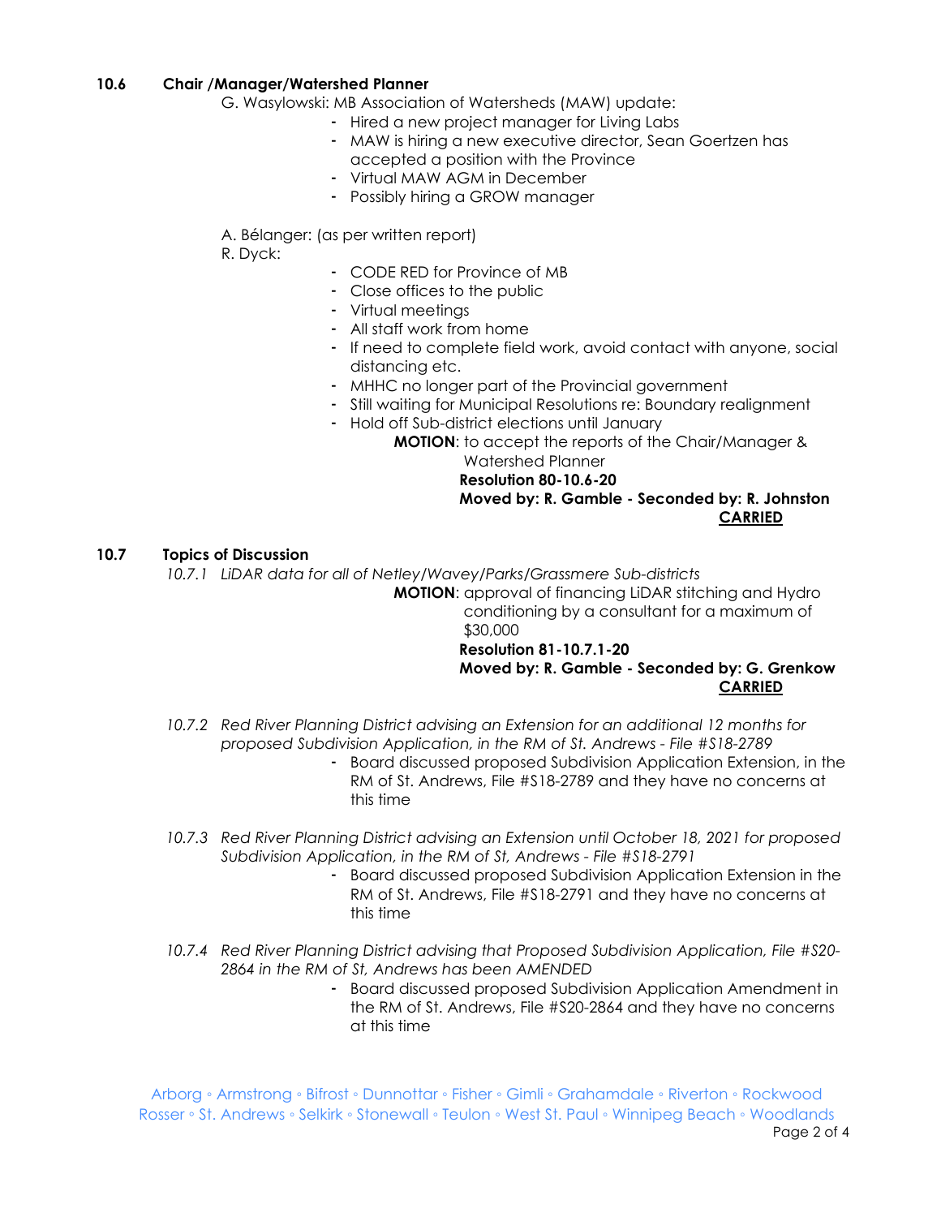### 10.6 Chair /Manager/Watershed Planner

G. Wasylowski: MB Association of Watersheds (MAW) update:

- Hired a new project manager for Living Labs
- MAW is hiring a new executive director, Sean Goertzen has accepted a position with the Province
- Virtual MAW AGM in December
- Possibly hiring a GROW manager

A. Bélanger: (as per written report)

R. Dyck:

- CODE RED for Province of MB
- Close offices to the public
- Virtual meetings
- All staff work from home
- If need to complete field work, avoid contact with anyone, social distancing etc.
- MHHC no longer part of the Provincial government
- Still waiting for Municipal Resolutions re: Boundary realignment
- Hold off Sub-district elections until January

**MOTION**: to accept the reports of the Chair/Manager & Watershed Planner

**Resolution 80-10.6-20**

**Moved by: R. Gamble - Seconded by: R. Johnston**

**CARRIED**

### 10.7 Topics of Discussion

*10.7.1 LiDAR data for all of Netley/Wavey/Parks/Grassmere Sub-districts*

**MOTION**: approval of financing LiDAR stitching and Hydro conditioning by a consultant for a maximum of $30,000

**Resolution 81-10.7.1-20**

**Moved by: R. Gamble - Seconded by: G. Grenkow**

**CARRIED**

*10.7.2 Red River Planning District advising an Extension for an additional 12 months for proposed Subdivision Application, in the RM of St. Andrews - File #S18-2789*

- Board discussed proposed Subdivision Application Extension, in the RM of St. Andrews, File #S18-2789 and they have no concerns at this time

*10.7.3 Red River Planning District advising an Extension until October 18, 2021 for proposed Subdivision Application, in the RM of St, Andrews - File #S18-2791*

- Board discussed proposed Subdivision Application Extension in the RM of St. Andrews, File #S18-2791 and they have no concerns at this time

*10.7.4 Red River Planning District advising that Proposed Subdivision Application, File #S20-2864 in the RM of St, Andrews has been AMENDED*

- Board discussed proposed Subdivision Application Amendment in the RM of St. Andrews, File #S20-2864 and they have no concerns at this time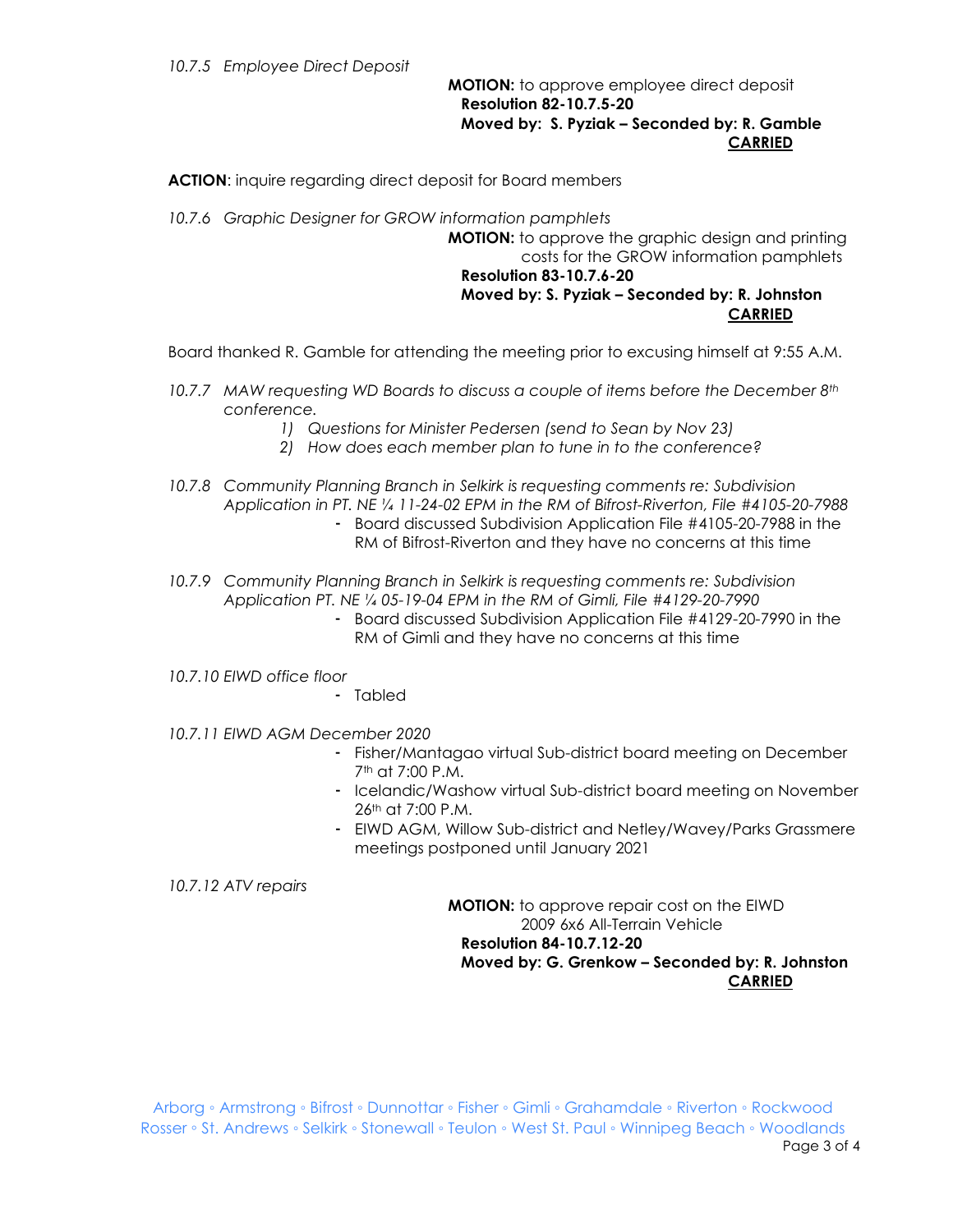*10.7.5 Employee Direct Deposit*

**MOTION:** to approve employee direct deposit
**Resolution 82-10.7.5-20**
**Moved by: S. Pyziak – Seconded by: R. Gamble**
**CARRIED**

**ACTION**: inquire regarding direct deposit for Board members

*10.7.6 Graphic Designer for GROW information pamphlets*

**MOTION:** to approve the graphic design and printing costs for the GROW information pamphlets
**Resolution 83-10.7.6-20**
**Moved by: S. Pyziak – Seconded by: R. Johnston**
**CARRIED**

Board thanked R. Gamble for attending the meeting prior to excusing himself at 9:55 A.M.

*10.7.7 MAW requesting WD Boards to discuss a couple of items before the December 8th conference.*

1) *Questions for Minister Pedersen (send to Sean by Nov 23)*
2) *How does each member plan to tune in to the conference?*

*10.7.8 Community Planning Branch in Selkirk is requesting comments re: Subdivision Application in PT. NE ¼ 11-24-02 EPM in the RM of Bifrost-Riverton, File #4105-20-7988*

- Board discussed Subdivision Application File #4105-20-7988 in the RM of Bifrost-Riverton and they have no concerns at this time

*10.7.9 Community Planning Branch in Selkirk is requesting comments re: Subdivision Application PT. NE ¼ 05-19-04 EPM in the RM of Gimli, File #4129-20-7990*

- Board discussed Subdivision Application File #4129-20-7990 in the RM of Gimli and they have no concerns at this time

*10.7.10 EIWD office floor*

- Tabled

*10.7.11 EIWD AGM December 2020*

- Fisher/Mantagao virtual Sub-district board meeting on December 7th at 7:00 P.M.
- Icelandic/Washow virtual Sub-district board meeting on November 26th at 7:00 P.M.
- EIWD AGM, Willow Sub-district and Netley/Wavey/Parks Grassmere meetings postponed until January 2021

*10.7.12 ATV repairs*

**MOTION:** to approve repair cost on the EIWD 2009 6x6 All-Terrain Vehicle
**Resolution 84-10.7.12-20**
**Moved by: G. Grenkow – Seconded by: R. Johnston**
**CARRIED**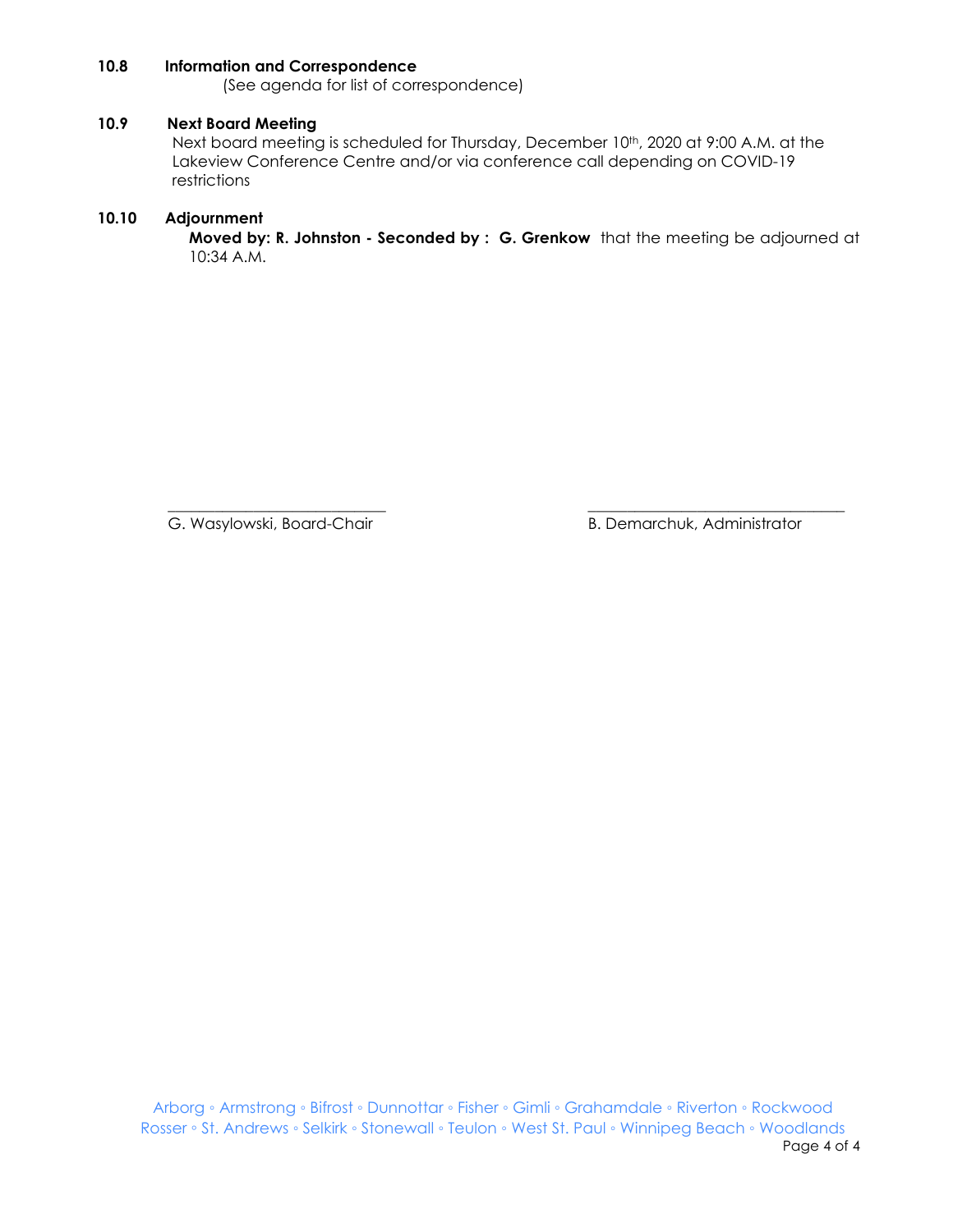### 10.8 Information and Correspondence

(See agenda for list of correspondence)

### 10.9 Next Board Meeting

Next board meeting is scheduled for Thursday, December 10th, 2020 at 9:00 A.M. at the Lakeview Conference Centre and/or via conference call depending on COVID-19 restrictions

### 10.10 Adjournment

**Moved by: R. Johnston - Seconded by : G. Grenkow** that the meeting be adjourned at 10:34 A.M.

\_\_\_\_\_\_\_\_\_\_\_\_\_\_\_\_\_\_\_\_\_\_\_\_\_\_\_\_
G. Wasylowski, Board-Chair

\_\_\_\_\_\_\_\_\_\_\_\_\_\_\_\_\_\_\_\_\_\_\_\_\_\_\_\_\_\_\_\_\_\_
B. Demarchuk, Administrator

Arborg ◦ Armstrong ◦ Bifrost ◦ Dunnottar ◦ Fisher ◦ Gimli ◦ Grahamdale ◦ Riverton ◦ Rockwood
Rosser ◦ St. Andrews ◦ Selkirk ◦ Stonewall ◦ Teulon ◦ West St. Paul ◦ Winnipeg Beach ◦ Woodlands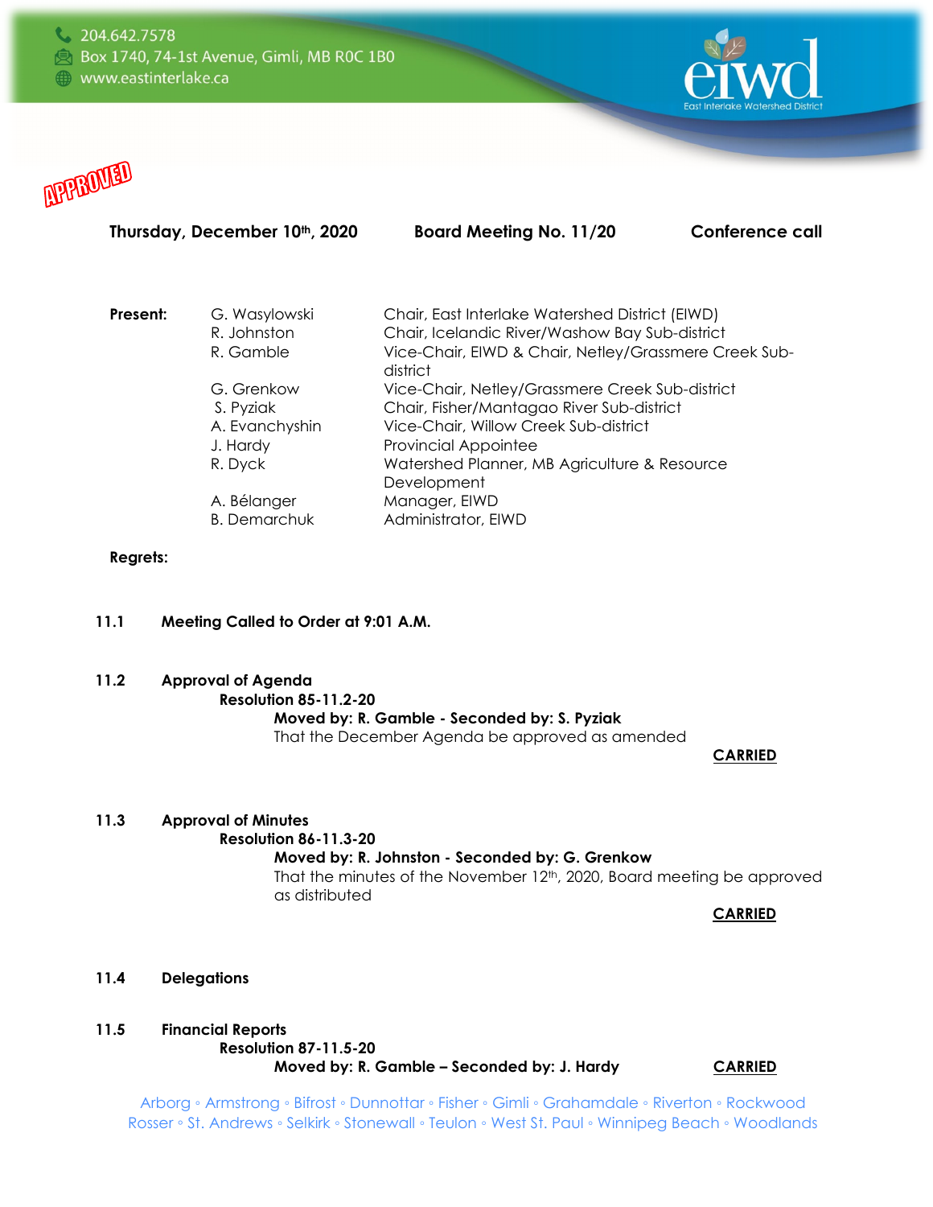APPROVED

**Thursday, December 10th, 2020** **Board Meeting No. 11/20** **Conference call**

| **Present:** | | |
|---|---|---|
| | G. Wasylowski | Chair, East Interlake Watershed District (EIWD) |
| | R. Johnston | Chair, Icelandic River/Washow Bay Sub-district |
| | R. Gamble | Vice-Chair, EIWD & Chair, Netley/Grassmere Creek Sub-district |
| | G. Grenkow | Vice-Chair, Netley/Grassmere Creek Sub-district |
| | S. Pyziak | Chair, Fisher/Mantagao River Sub-district |
| | A. Evanchyshin | Vice-Chair, Willow Creek Sub-district |
| | J. Hardy | Provincial Appointee |
| | R. Dyck | Watershed Planner, MB Agriculture & Resource Development |
| | A. Bélanger | Manager, EIWD |
| | B. Demarchuk | Administrator, EIWD |

**Regrets:**

**11.1 Meeting Called to Order at 9:01 A.M.**

**11.2 Approval of Agenda**

**Resolution 85-11.2-20**

**Moved by: R. Gamble - Seconded by: S. Pyziak**

That the December Agenda be approved as amended

**CARRIED**

**11.3 Approval of Minutes**

**Resolution 86-11.3-20**

**Moved by: R. Johnston - Seconded by: G. Grenkow**

That the minutes of the November 12th, 2020, Board meeting be approved as distributed

**CARRIED**

**11.4 Delegations**

**11.5 Financial Reports**

**Resolution 87-11.5-20**

**Moved by: R. Gamble – Seconded by: J. Hardy** **CARRIED**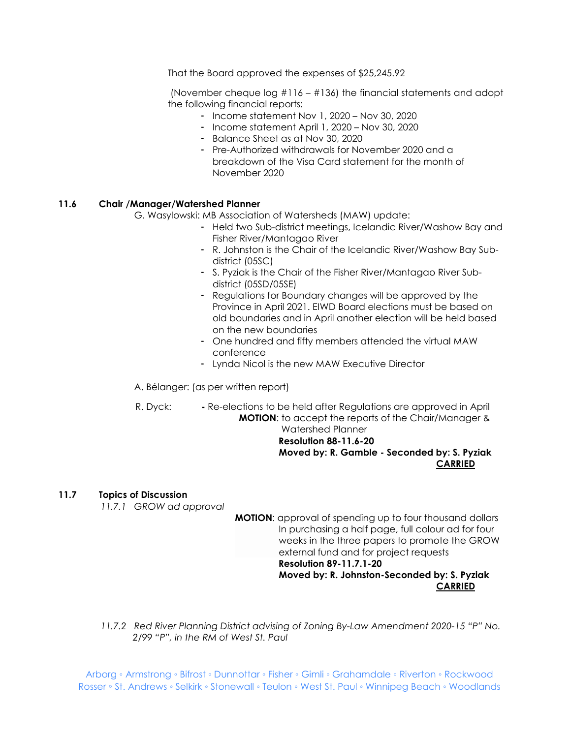That the Board approved the expenses of $25,245.92

(November cheque log #116 – #136) the financial statements and adopt the following financial reports:

- Income statement Nov 1, 2020 – Nov 30, 2020
- Income statement April 1, 2020 – Nov 30, 2020
- Balance Sheet as at Nov 30, 2020
- Pre-Authorized withdrawals for November 2020 and a breakdown of the Visa Card statement for the month of November 2020

### 11.6 Chair /Manager/Watershed Planner

G. Wasylowski: MB Association of Watersheds (MAW) update:

- Held two Sub-district meetings, Icelandic River/Washow Bay and Fisher River/Mantagao River
- R. Johnston is the Chair of the Icelandic River/Washow Bay Sub-district (05SC)
- S. Pyziak is the Chair of the Fisher River/Mantagao River Sub-district (05SD/05SE)
- Regulations for Boundary changes will be approved by the Province in April 2021. EIWD Board elections must be based on old boundaries and in April another election will be held based on the new boundaries
- One hundred and fifty members attended the virtual MAW conference
- Lynda Nicol is the new MAW Executive Director

A. Bélanger: (as per written report)

R. Dyck: - Re-elections to be held after Regulations are approved in April

**MOTION**: to accept the reports of the Chair/Manager & Watershed Planner

**Resolution 88-11.6-20**

**Moved by: R. Gamble - Seconded by: S. Pyziak**

**CARRIED**

### 11.7 Topics of Discussion

*11.7.1 GROW ad approval*

**MOTION**: approval of spending up to four thousand dollars In purchasing a half page, full colour ad for four weeks in the three papers to promote the GROW external fund and for project requests

**Resolution 89-11.7.1-20**

**Moved by: R. Johnston-Seconded by: S. Pyziak**

**CARRIED**

*11.7.2 Red River Planning District advising of Zoning By-Law Amendment 2020-15 "P" No. 2/99 "P", in the RM of West St. Paul*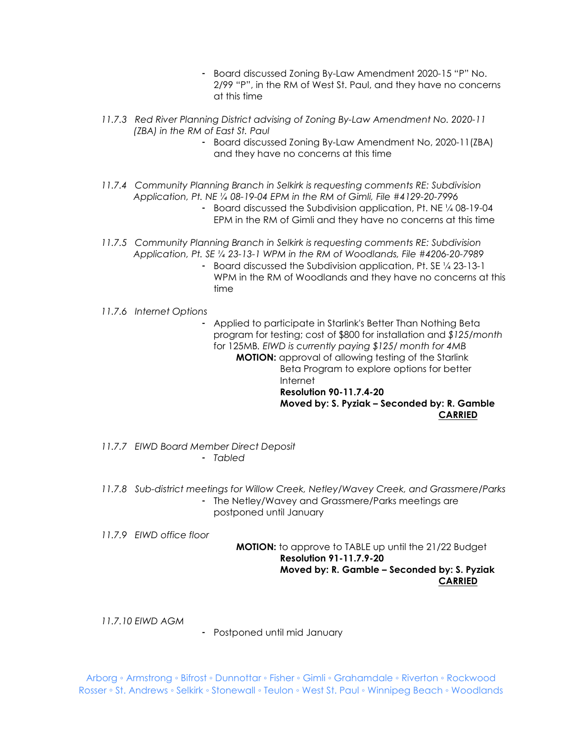- Board discussed Zoning By-Law Amendment 2020-15 "P" No. 2/99 "P", in the RM of West St. Paul, and they have no concerns at this time

*11.7.3 Red River Planning District advising of Zoning By-Law Amendment No. 2020-11 (ZBA) in the RM of East St. Paul*

- Board discussed Zoning By-Law Amendment No, 2020-11(ZBA) and they have no concerns at this time

*11.7.4 Community Planning Branch in Selkirk is requesting comments RE: Subdivision Application, Pt. NE ¼ 08-19-04 EPM in the RM of Gimli, File #4129-20-7996*

- Board discussed the Subdivision application, Pt. NE ¼ 08-19-04 EPM in the RM of Gimli and they have no concerns at this time

*11.7.5 Community Planning Branch in Selkirk is requesting comments RE: Subdivision Application, Pt. SE ¼ 23-13-1 WPM in the RM of Woodlands, File #4206-20-7989*

- Board discussed the Subdivision application, Pt. SE ¼ 23-13-1 WPM in the RM of Woodlands and they have no concerns at this time

*11.7.6 Internet Options*

- Applied to participate in Starlink's Better Than Nothing Beta program for testing; cost of $800 for installation and *$125/month* for 125MB. *EIWD is currently paying $125/ month for 4MB*

**MOTION:** approval of allowing testing of the Starlink Beta Program to explore options for better Internet
**Resolution 90-11.7.4-20**
**Moved by: S. Pyziak – Seconded by: R. Gamble**
**CARRIED**

*11.7.7 EIWD Board Member Direct Deposit*

- *Tabled*

*11.7.8 Sub-district meetings for Willow Creek, Netley/Wavey Creek, and Grassmere/Parks*

- The Netley/Wavey and Grassmere/Parks meetings are postponed until January

*11.7.9 EIWD office floor*

**MOTION:** to approve to TABLE up until the 21/22 Budget
**Resolution 91-11.7.9-20**
**Moved by: R. Gamble – Seconded by: S. Pyziak**
**CARRIED**

*11.7.10 EIWD AGM*

- Postponed until mid January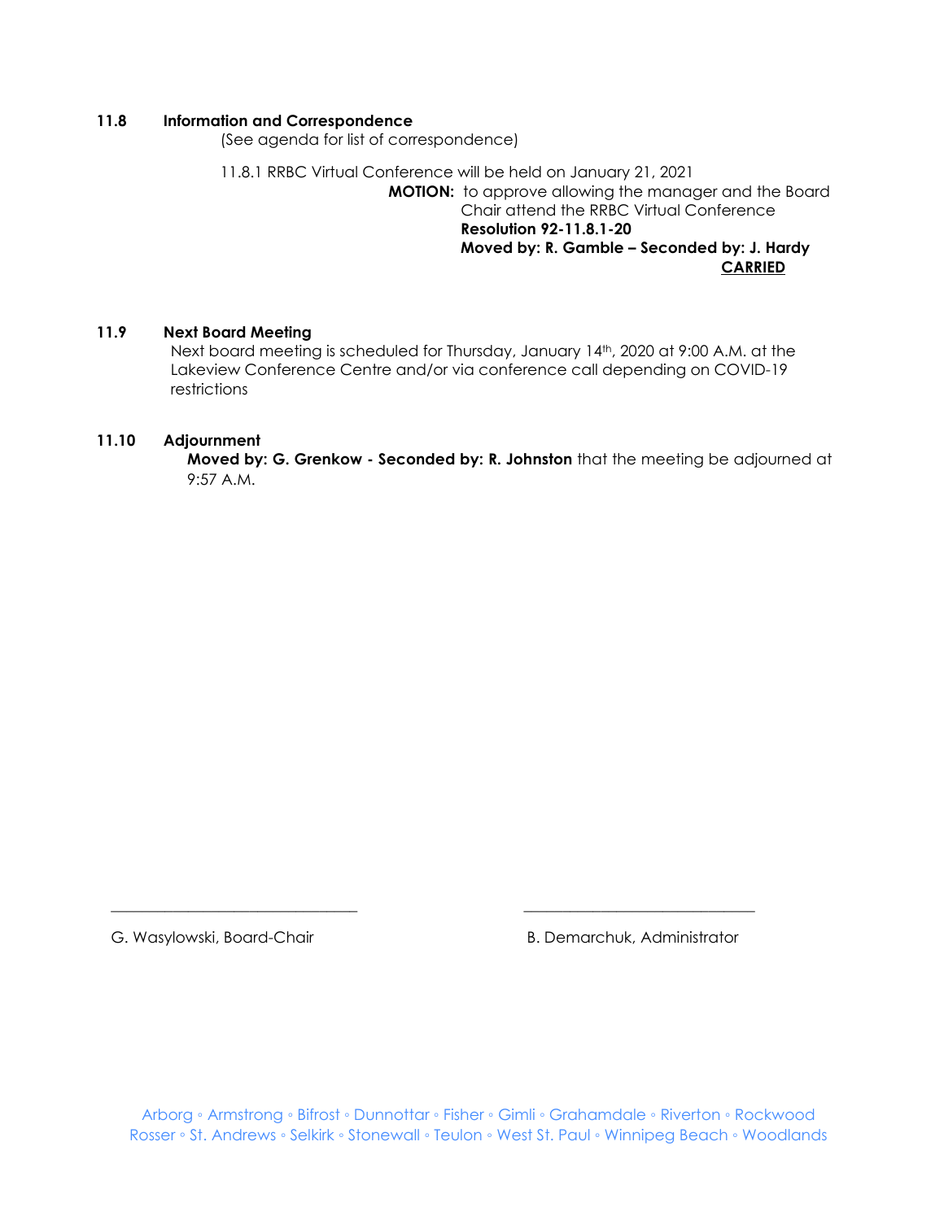**11.8 Information and Correspondence**

(See agenda for list of correspondence)

11.8.1 RRBC Virtual Conference will be held on January 21, 2021

**MOTION:** to approve allowing the manager and the Board Chair attend the RRBC Virtual Conference
**Resolution 92-11.8.1-20**
**Moved by: R. Gamble – Seconded by: J. Hardy**
**CARRIED**

**11.9 Next Board Meeting**

Next board meeting is scheduled for Thursday, January 14th, 2020 at 9:00 A.M. at the Lakeview Conference Centre and/or via conference call depending on COVID-19 restrictions

**11.10 Adjournment**

**Moved by: G. Grenkow - Seconded by: R. Johnston** that the meeting be adjourned at 9:57 A.M.

\_\_\_\_\_\_\_\_\_\_\_\_\_\_\_\_\_\_\_\_\_\_\_\_\_\_\_\_\_\_\_\_
G. Wasylowski, Board-Chair

\_\_\_\_\_\_\_\_\_\_\_\_\_\_\_\_\_\_\_\_\_\_\_\_\_\_\_\_\_\_\_\_
B. Demarchuk, Administrator

Arborg ◦ Armstrong ◦ Bifrost ◦ Dunnottar ◦ Fisher ◦ Gimli ◦ Grahamdale ◦ Riverton ◦ Rockwood
Rosser ◦ St. Andrews ◦ Selkirk ◦ Stonewall ◦ Teulon ◦ West St. Paul ◦ Winnipeg Beach ◦ Woodlands